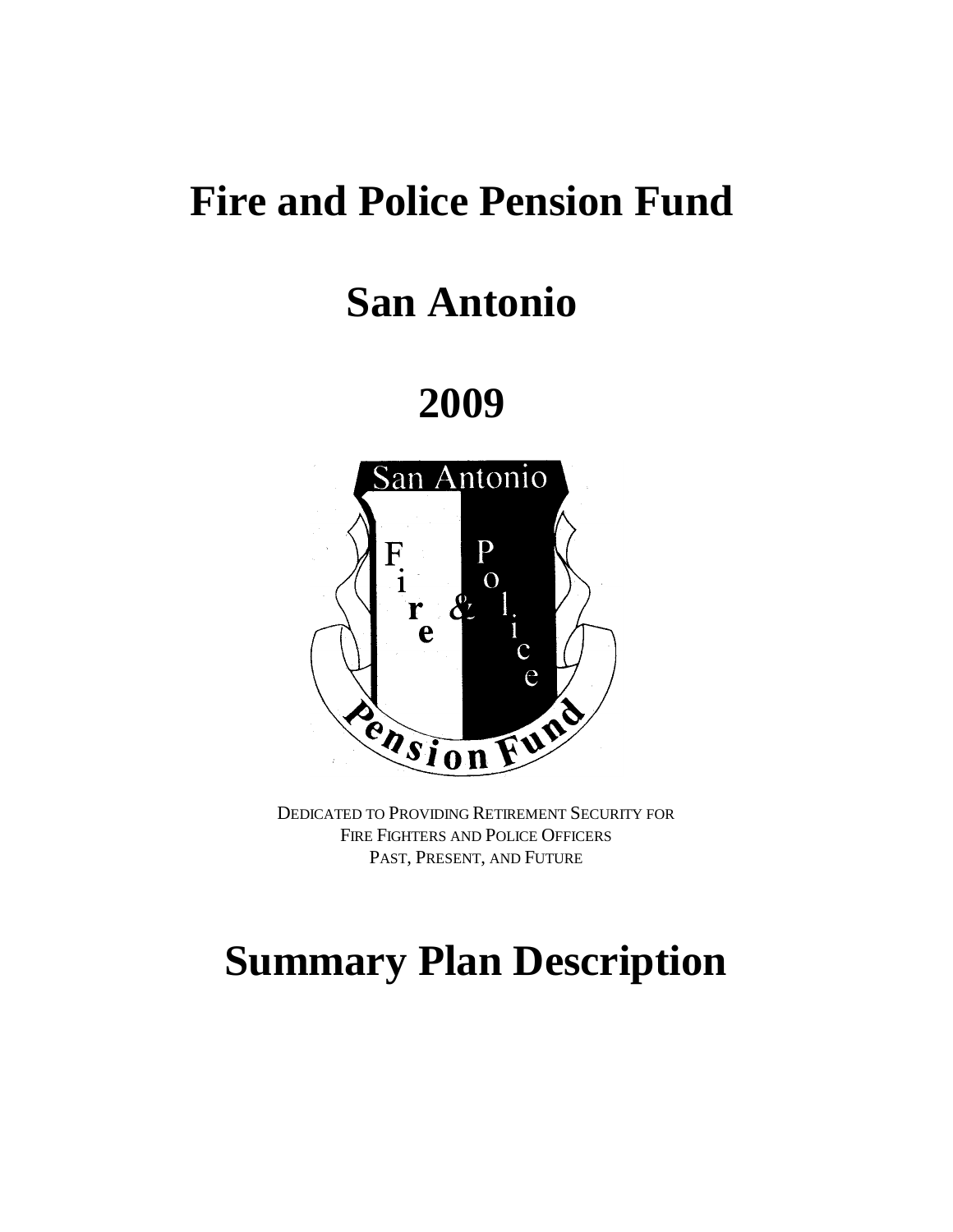# Fire and Police Pension Fund

# San Antonio

# 2009

DEDICATED TO PROVIDING RETIREMENT SECURITY FOR
FIRE FIGHTERS AND POLICE OFFICERS
PAST, PRESENT, AND FUTURE

# Summary Plan Description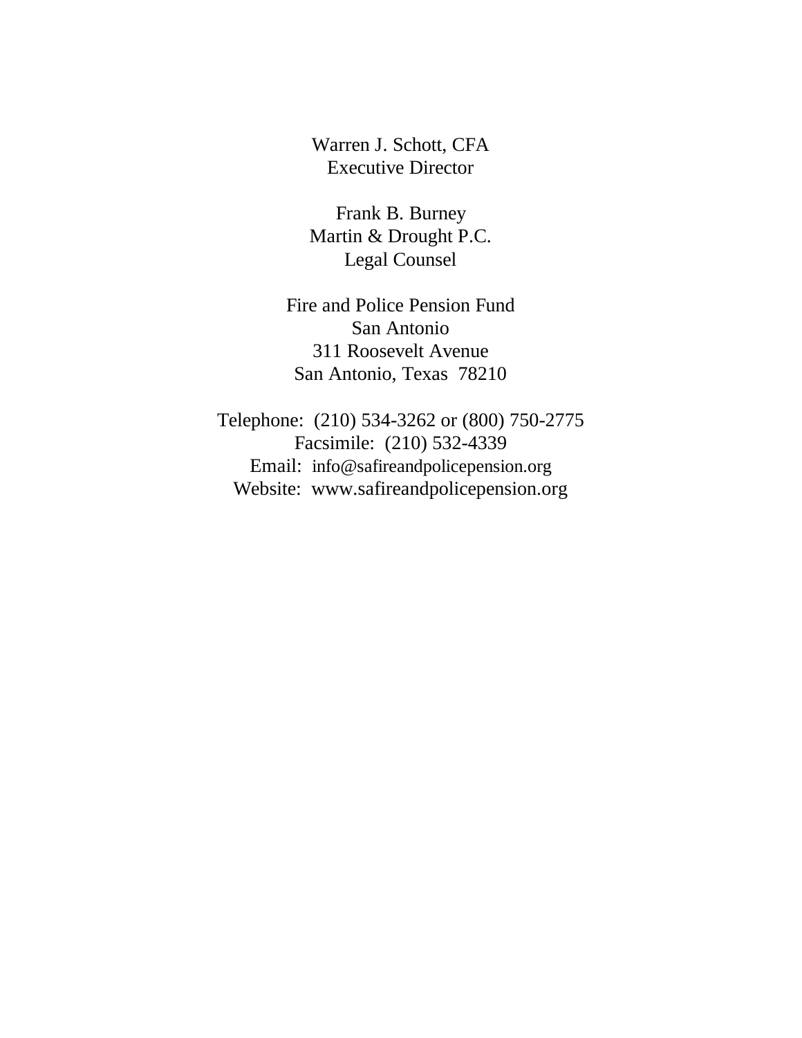Warren J. Schott, CFA
Executive Director

Frank B. Burney
Martin & Drought P.C.
Legal Counsel

Fire and Police Pension Fund
San Antonio
311 Roosevelt Avenue
San Antonio, Texas 78210

Telephone: (210) 534-3262 or (800) 750-2775
Facsimile: (210) 532-4339
Email: info@safireandpolicepension.org
Website: www.safireandpolicepension.org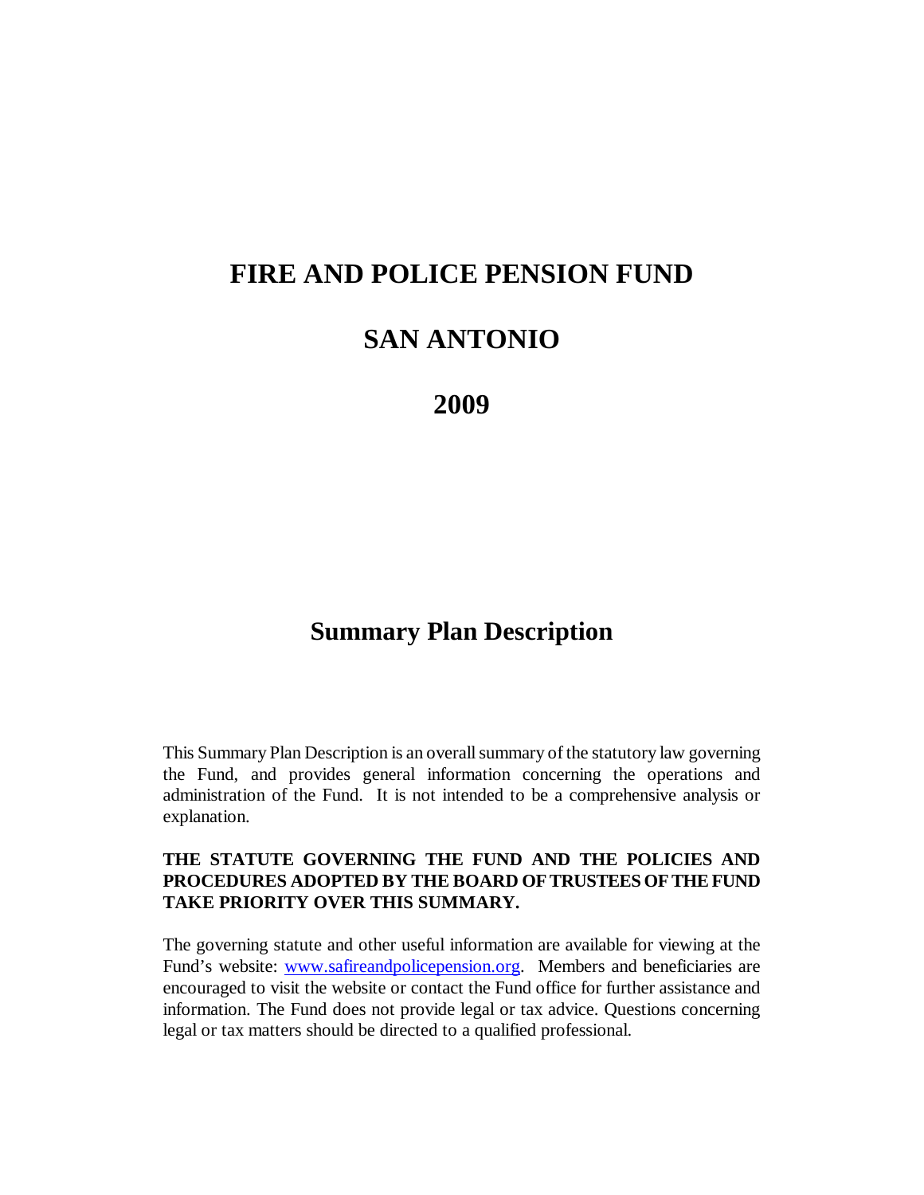# FIRE AND POLICE PENSION FUND

# SAN ANTONIO

# 2009

## Summary Plan Description

This Summary Plan Description is an overall summary of the statutory law governing the Fund, and provides general information concerning the operations and administration of the Fund. It is not intended to be a comprehensive analysis or explanation.

**THE STATUTE GOVERNING THE FUND AND THE POLICIES AND PROCEDURES ADOPTED BY THE BOARD OF TRUSTEES OF THE FUND TAKE PRIORITY OVER THIS SUMMARY.**

The governing statute and other useful information are available for viewing at the Fund's website: www.safireandpolicepension.org. Members and beneficiaries are encouraged to visit the website or contact the Fund office for further assistance and information. The Fund does not provide legal or tax advice. Questions concerning legal or tax matters should be directed to a qualified professional.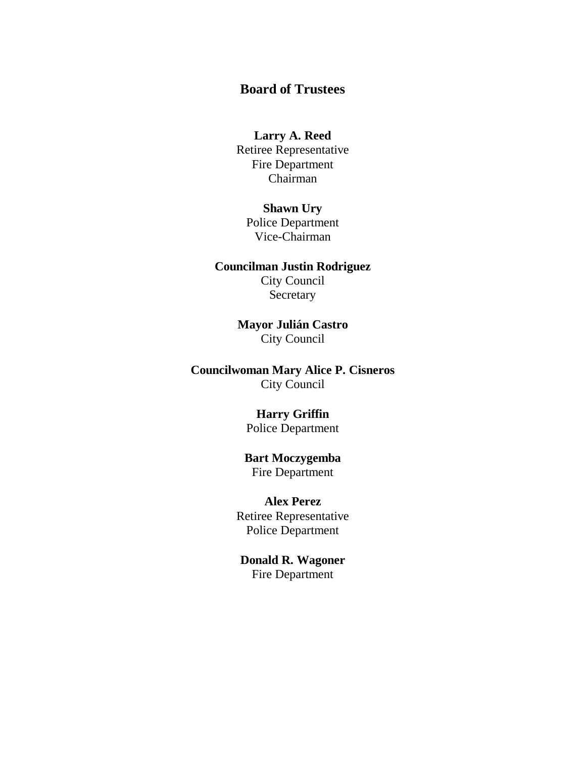# Board of Trustees

**Larry A. Reed**
Retiree Representative
Fire Department
Chairman

**Shawn Ury**
Police Department
Vice-Chairman

**Councilman Justin Rodriguez**
City Council
Secretary

**Mayor Julián Castro**
City Council

**Councilwoman Mary Alice P. Cisneros**
City Council

**Harry Griffin**
Police Department

**Bart Moczygemba**
Fire Department

**Alex Perez**
Retiree Representative
Police Department

**Donald R. Wagoner**
Fire Department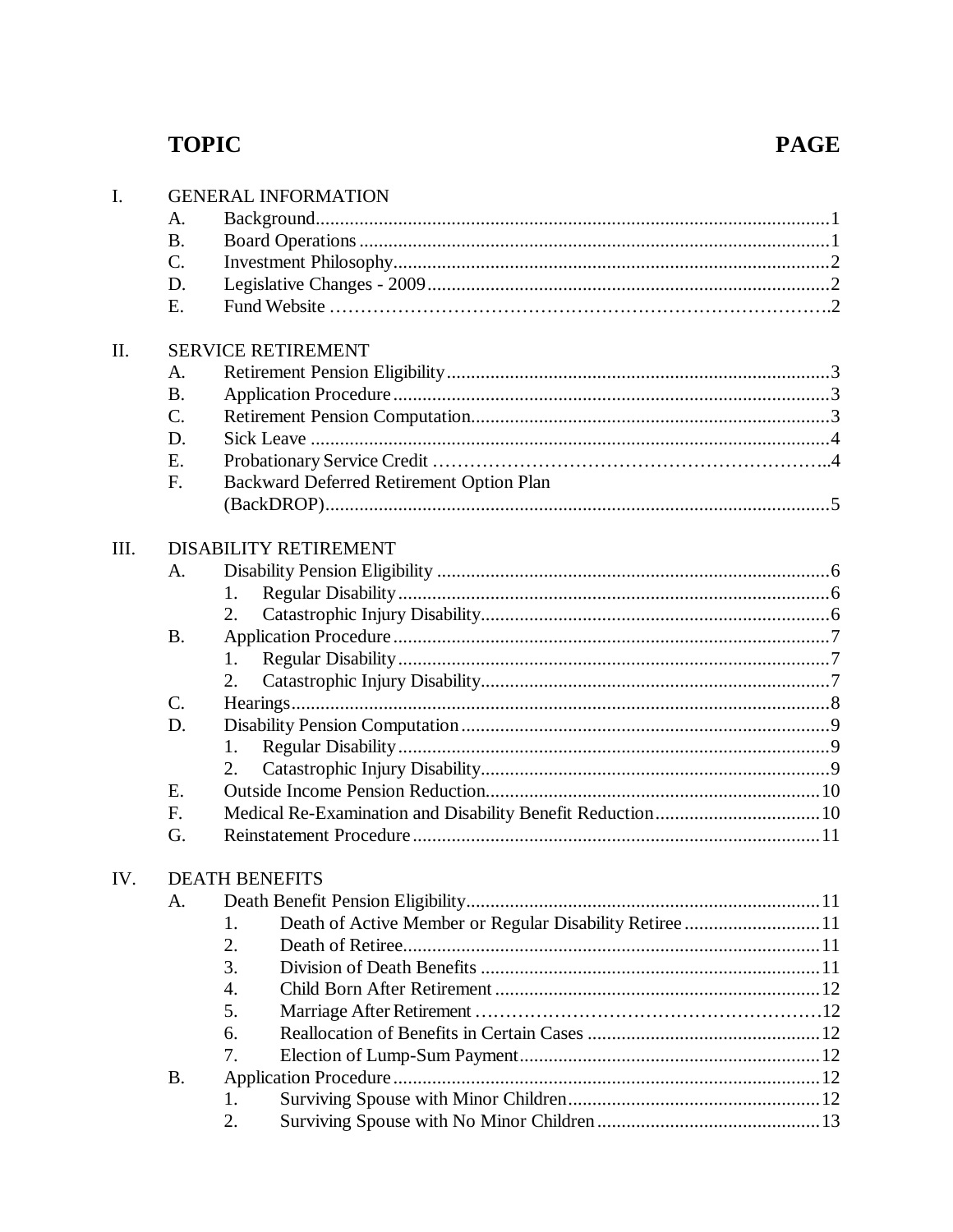| TOPIC | | | PAGE |
|---|---|---|---|
| I. | GENERAL INFORMATION | | |
| | A. | Background | 1 |
| | B. | Board Operations | 1 |
| | C. | Investment Philosophy | 2 |
| | D. | Legislative Changes - 2009 | 2 |
| | E. | Fund Website | 2 |
| II. | SERVICE RETIREMENT | | |
| | A. | Retirement Pension Eligibility | 3 |
| | B. | Application Procedure | 3 |
| | C. | Retirement Pension Computation | 3 |
| | D. | Sick Leave | 4 |
| | E. | Probationary Service Credit | 4 |
| | F. | Backward Deferred Retirement Option Plan (BackDROP) | 5 |
| III. | DISABILITY RETIREMENT | | |
| | A. | Disability Pension Eligibility | 6 |
| | | 1. Regular Disability | 6 |
| | | 2. Catastrophic Injury Disability | 6 |
| | B. | Application Procedure | 7 |
| | | 1. Regular Disability | 7 |
| | | 2. Catastrophic Injury Disability | 7 |
| | C. | Hearings | 8 |
| | D. | Disability Pension Computation | 9 |
| | | 1. Regular Disability | 9 |
| | | 2. Catastrophic Injury Disability | 9 |
| | E. | Outside Income Pension Reduction | 10 |
| | F. | Medical Re-Examination and Disability Benefit Reduction | 10 |
| | G. | Reinstatement Procedure | 11 |
| IV. | DEATH BENEFITS | | |
| | A. | Death Benefit Pension Eligibility | 11 |
| | | 1. Death of Active Member or Regular Disability Retiree | 11 |
| | | 2. Death of Retiree | 11 |
| | | 3. Division of Death Benefits | 11 |
| | | 4. Child Born After Retirement | 12 |
| | | 5. Marriage After Retirement | 12 |
| | | 6. Reallocation of Benefits in Certain Cases | 12 |
| | | 7. Election of Lump-Sum Payment | 12 |
| | B. | Application Procedure | 12 |
| | | 1. Surviving Spouse with Minor Children | 12 |
| | | 2. Surviving Spouse with No Minor Children | 13 |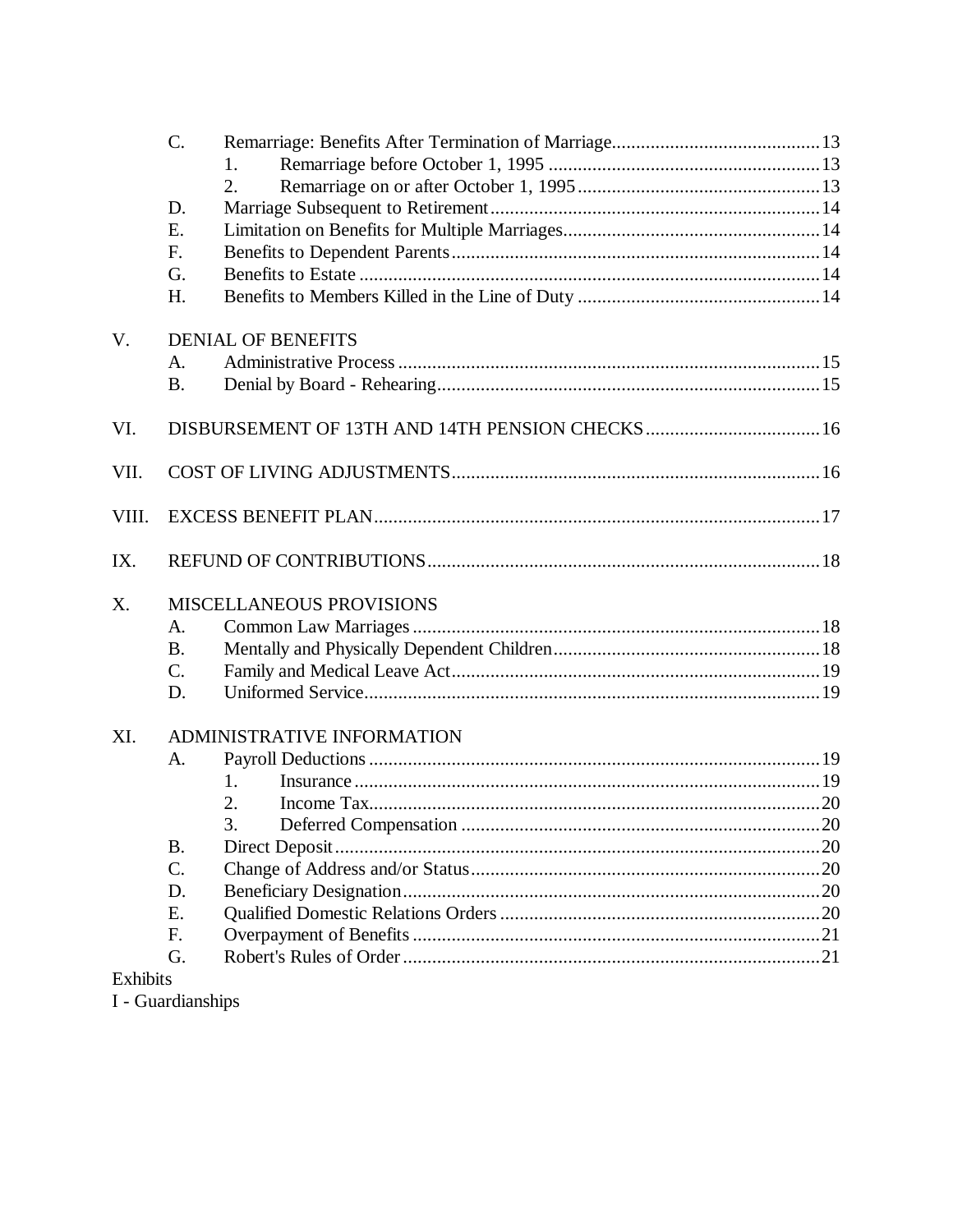- C. Remarriage: Benefits After Termination of Marriage .......... 13
  - 1. Remarriage before October 1, 1995 .......... 13
  - 2. Remarriage on or after October 1, 1995 .......... 13
- D. Marriage Subsequent to Retirement .......... 14
- E. Limitation on Benefits for Multiple Marriages .......... 14
- F. Benefits to Dependent Parents .......... 14
- G. Benefits to Estate .......... 14
- H. Benefits to Members Killed in the Line of Duty .......... 14

V. DENIAL OF BENEFITS

- A. Administrative Process .......... 15
- B. Denial by Board - Rehearing .......... 15

VI. DISBURSEMENT OF 13TH AND 14TH PENSION CHECKS .......... 16

VII. COST OF LIVING ADJUSTMENTS .......... 16

VIII. EXCESS BENEFIT PLAN .......... 17

IX. REFUND OF CONTRIBUTIONS .......... 18

X. MISCELLANEOUS PROVISIONS

- A. Common Law Marriages .......... 18
- B. Mentally and Physically Dependent Children .......... 18
- C. Family and Medical Leave Act .......... 19
- D. Uniformed Service .......... 19

XI. ADMINISTRATIVE INFORMATION

- A. Payroll Deductions .......... 19
  - 1. Insurance .......... 19
  - 2. Income Tax .......... 20
  - 3. Deferred Compensation .......... 20
- B. Direct Deposit .......... 20
- C. Change of Address and/or Status .......... 20
- D. Beneficiary Designation .......... 20
- E. Qualified Domestic Relations Orders .......... 20
- F. Overpayment of Benefits .......... 21
- G. Robert's Rules of Order .......... 21

Exhibits

I - Guardianships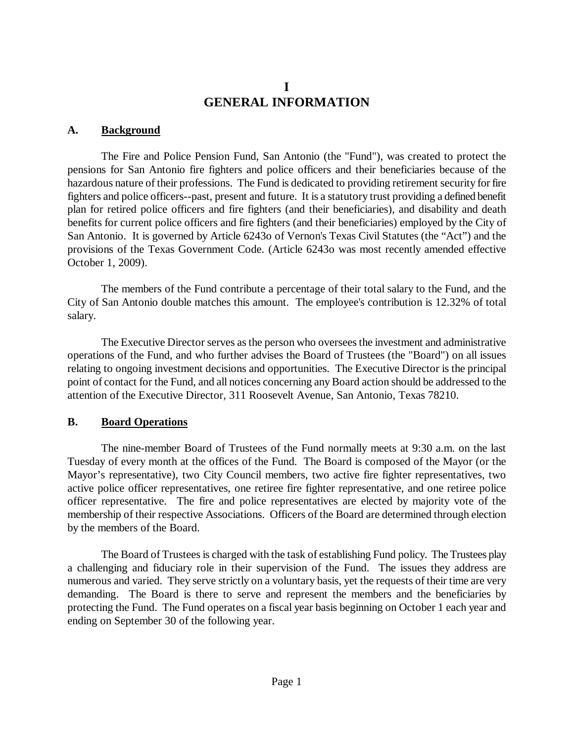# I
# GENERAL INFORMATION

## A. Background

The Fire and Police Pension Fund, San Antonio (the "Fund"), was created to protect the pensions for San Antonio fire fighters and police officers and their beneficiaries because of the hazardous nature of their professions. The Fund is dedicated to providing retirement security for fire fighters and police officers--past, present and future. It is a statutory trust providing a defined benefit plan for retired police officers and fire fighters (and their beneficiaries), and disability and death benefits for current police officers and fire fighters (and their beneficiaries) employed by the City of San Antonio. It is governed by Article 6243o of Vernon's Texas Civil Statutes (the "Act") and the provisions of the Texas Government Code. (Article 6243o was most recently amended effective October 1, 2009).

The members of the Fund contribute a percentage of their total salary to the Fund, and the City of San Antonio double matches this amount. The employee's contribution is 12.32% of total salary.

The Executive Director serves as the person who oversees the investment and administrative operations of the Fund, and who further advises the Board of Trustees (the "Board") on all issues relating to ongoing investment decisions and opportunities. The Executive Director is the principal point of contact for the Fund, and all notices concerning any Board action should be addressed to the attention of the Executive Director, 311 Roosevelt Avenue, San Antonio, Texas 78210.

## B. Board Operations

The nine-member Board of Trustees of the Fund normally meets at 9:30 a.m. on the last Tuesday of every month at the offices of the Fund. The Board is composed of the Mayor (or the Mayor's representative), two City Council members, two active fire fighter representatives, two active police officer representatives, one retiree fire fighter representative, and one retiree police officer representative. The fire and police representatives are elected by majority vote of the membership of their respective Associations. Officers of the Board are determined through election by the members of the Board.

The Board of Trustees is charged with the task of establishing Fund policy. The Trustees play a challenging and fiduciary role in their supervision of the Fund. The issues they address are numerous and varied. They serve strictly on a voluntary basis, yet the requests of their time are very demanding. The Board is there to serve and represent the members and the beneficiaries by protecting the Fund. The Fund operates on a fiscal year basis beginning on October 1 each year and ending on September 30 of the following year.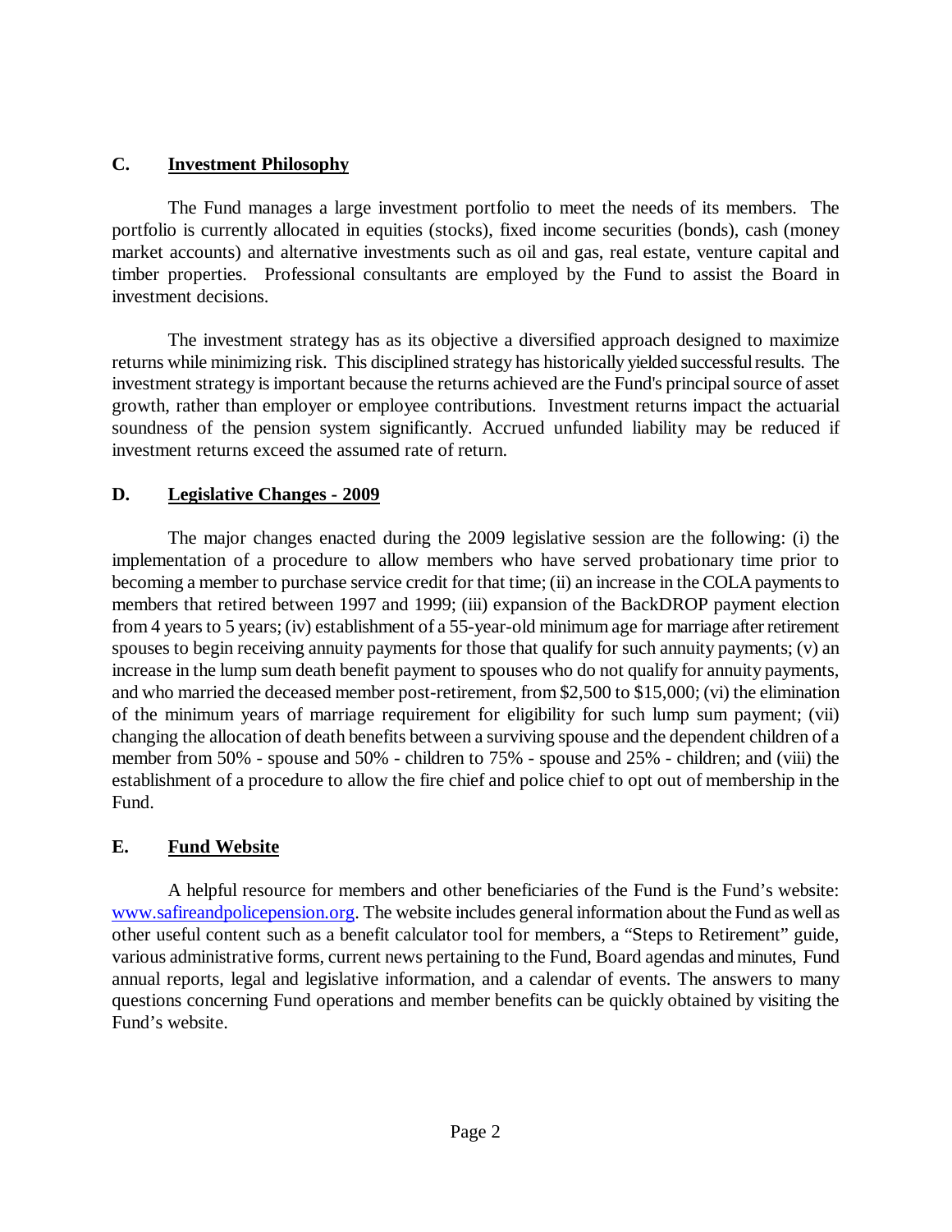## C. <u>Investment Philosophy</u>

The Fund manages a large investment portfolio to meet the needs of its members. The portfolio is currently allocated in equities (stocks), fixed income securities (bonds), cash (money market accounts) and alternative investments such as oil and gas, real estate, venture capital and timber properties. Professional consultants are employed by the Fund to assist the Board in investment decisions.

The investment strategy has as its objective a diversified approach designed to maximize returns while minimizing risk. This disciplined strategy has historically yielded successful results. The investment strategy is important because the returns achieved are the Fund's principal source of asset growth, rather than employer or employee contributions. Investment returns impact the actuarial soundness of the pension system significantly. Accrued unfunded liability may be reduced if investment returns exceed the assumed rate of return.

## D. <u>Legislative Changes - 2009</u>

The major changes enacted during the 2009 legislative session are the following: (i) the implementation of a procedure to allow members who have served probationary time prior to becoming a member to purchase service credit for that time; (ii) an increase in the COLA payments to members that retired between 1997 and 1999; (iii) expansion of the BackDROP payment election from 4 years to 5 years; (iv) establishment of a 55-year-old minimum age for marriage after retirement spouses to begin receiving annuity payments for those that qualify for such annuity payments; (v) an increase in the lump sum death benefit payment to spouses who do not qualify for annuity payments, and who married the deceased member post-retirement, from $2,500 to $15,000; (vi) the elimination of the minimum years of marriage requirement for eligibility for such lump sum payment; (vii) changing the allocation of death benefits between a surviving spouse and the dependent children of a member from 50% - spouse and 50% - children to 75% - spouse and 25% - children; and (viii) the establishment of a procedure to allow the fire chief and police chief to opt out of membership in the Fund.

## E. <u>Fund Website</u>

A helpful resource for members and other beneficiaries of the Fund is the Fund's website: [www.safireandpolicepension.org](http://www.safireandpolicepension.org). The website includes general information about the Fund as well as other useful content such as a benefit calculator tool for members, a "Steps to Retirement" guide, various administrative forms, current news pertaining to the Fund, Board agendas and minutes, Fund annual reports, legal and legislative information, and a calendar of events. The answers to many questions concerning Fund operations and member benefits can be quickly obtained by visiting the Fund's website.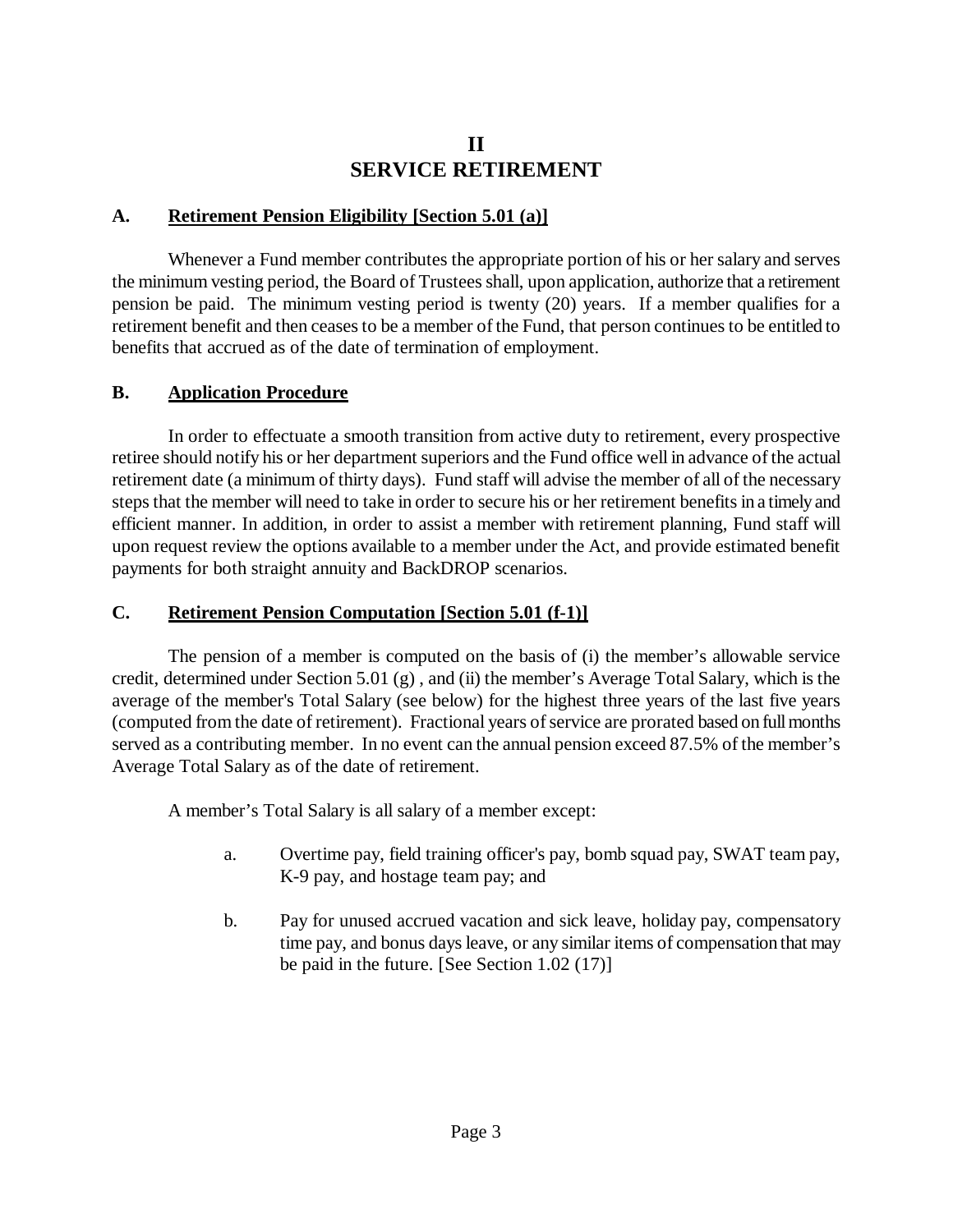# II
# SERVICE RETIREMENT

## A. Retirement Pension Eligibility [Section 5.01 (a)]

Whenever a Fund member contributes the appropriate portion of his or her salary and serves the minimum vesting period, the Board of Trustees shall, upon application, authorize that a retirement pension be paid. The minimum vesting period is twenty (20) years. If a member qualifies for a retirement benefit and then ceases to be a member of the Fund, that person continues to be entitled to benefits that accrued as of the date of termination of employment.

## B. Application Procedure

In order to effectuate a smooth transition from active duty to retirement, every prospective retiree should notify his or her department superiors and the Fund office well in advance of the actual retirement date (a minimum of thirty days). Fund staff will advise the member of all of the necessary steps that the member will need to take in order to secure his or her retirement benefits in a timely and efficient manner. In addition, in order to assist a member with retirement planning, Fund staff will upon request review the options available to a member under the Act, and provide estimated benefit payments for both straight annuity and BackDROP scenarios.

## C. Retirement Pension Computation [Section 5.01 (f-1)]

The pension of a member is computed on the basis of (i) the member's allowable service credit, determined under Section 5.01 (g) , and (ii) the member's Average Total Salary, which is the average of the member's Total Salary (see below) for the highest three years of the last five years (computed from the date of retirement). Fractional years of service are prorated based on full months served as a contributing member. In no event can the annual pension exceed 87.5% of the member's Average Total Salary as of the date of retirement.

A member's Total Salary is all salary of a member except:

a. Overtime pay, field training officer's pay, bomb squad pay, SWAT team pay, K-9 pay, and hostage team pay; and

b. Pay for unused accrued vacation and sick leave, holiday pay, compensatory time pay, and bonus days leave, or any similar items of compensation that may be paid in the future. [See Section 1.02 (17)]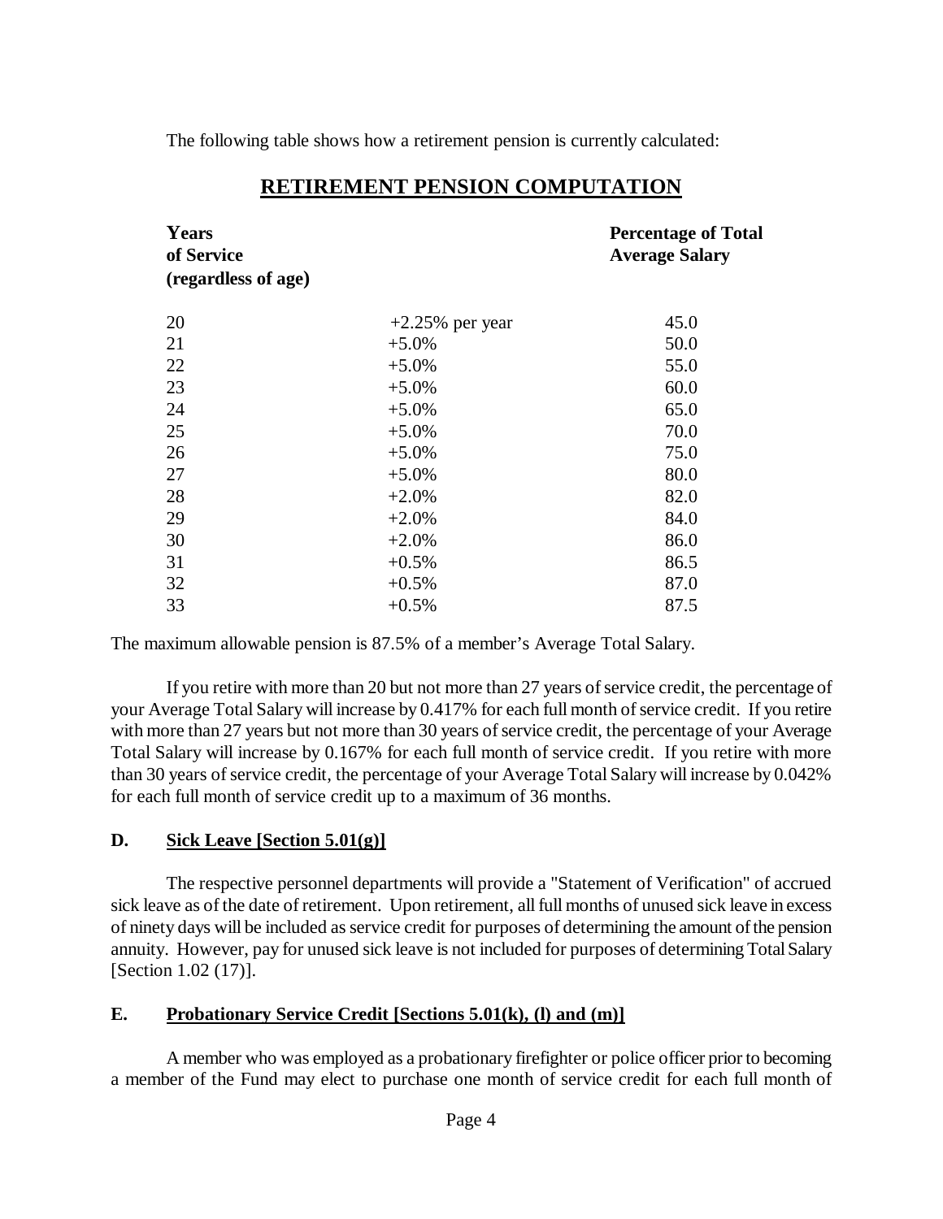The following table shows how a retirement pension is currently calculated:

## RETIREMENT PENSION COMPUTATION

| Years of Service (regardless of age) | | Percentage of Total Average Salary |
|---|---|---|
| 20 | +2.25% per year | 45.0 |
| 21 | +5.0% | 50.0 |
| 22 | +5.0% | 55.0 |
| 23 | +5.0% | 60.0 |
| 24 | +5.0% | 65.0 |
| 25 | +5.0% | 70.0 |
| 26 | +5.0% | 75.0 |
| 27 | +5.0% | 80.0 |
| 28 | +2.0% | 82.0 |
| 29 | +2.0% | 84.0 |
| 30 | +2.0% | 86.0 |
| 31 | +0.5% | 86.5 |
| 32 | +0.5% | 87.0 |
| 33 | +0.5% | 87.5 |

The maximum allowable pension is 87.5% of a member's Average Total Salary.

If you retire with more than 20 but not more than 27 years of service credit, the percentage of your Average Total Salary will increase by 0.417% for each full month of service credit. If you retire with more than 27 years but not more than 30 years of service credit, the percentage of your Average Total Salary will increase by 0.167% for each full month of service credit. If you retire with more than 30 years of service credit, the percentage of your Average Total Salary will increase by 0.042% for each full month of service credit up to a maximum of 36 months.

### D. Sick Leave [Section 5.01(g)]

The respective personnel departments will provide a "Statement of Verification" of accrued sick leave as of the date of retirement. Upon retirement, all full months of unused sick leave in excess of ninety days will be included as service credit for purposes of determining the amount of the pension annuity. However, pay for unused sick leave is not included for purposes of determining Total Salary [Section 1.02 (17)].

### E. Probationary Service Credit [Sections 5.01(k), (l) and (m)]

A member who was employed as a probationary firefighter or police officer prior to becoming a member of the Fund may elect to purchase one month of service credit for each full month of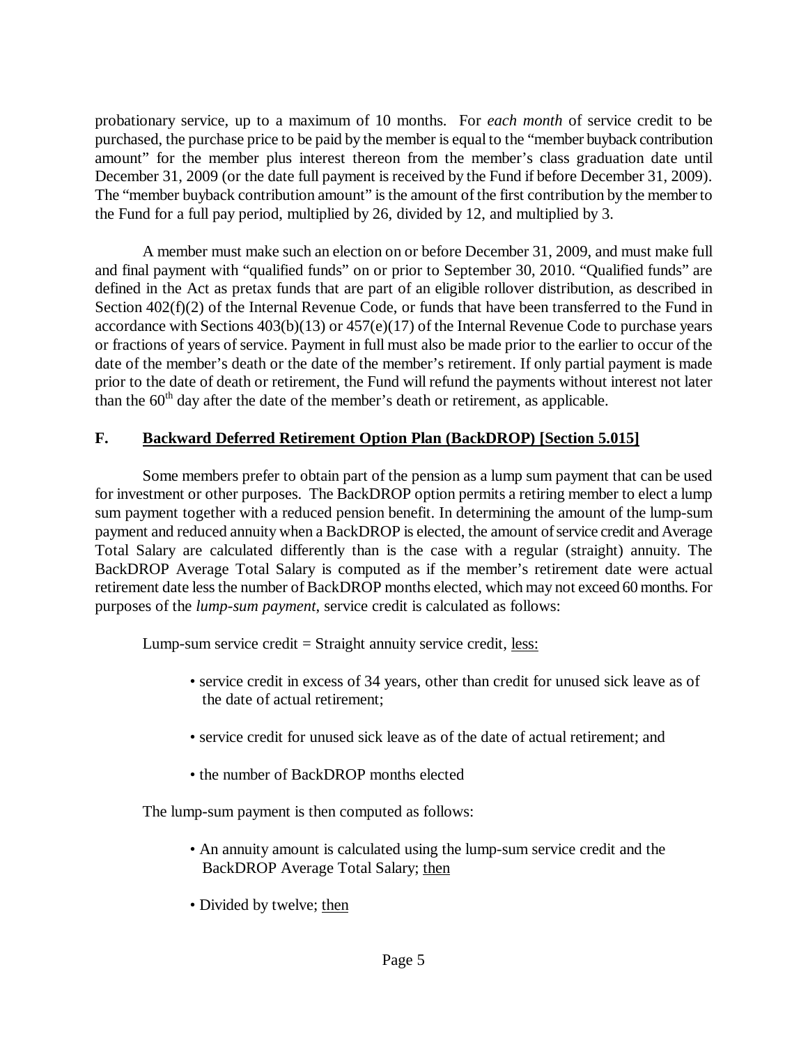probationary service, up to a maximum of 10 months. For *each month* of service credit to be purchased, the purchase price to be paid by the member is equal to the "member buyback contribution amount" for the member plus interest thereon from the member's class graduation date until December 31, 2009 (or the date full payment is received by the Fund if before December 31, 2009). The "member buyback contribution amount" is the amount of the first contribution by the member to the Fund for a full pay period, multiplied by 26, divided by 12, and multiplied by 3.

A member must make such an election on or before December 31, 2009, and must make full and final payment with "qualified funds" on or prior to September 30, 2010. "Qualified funds" are defined in the Act as pretax funds that are part of an eligible rollover distribution, as described in Section 402(f)(2) of the Internal Revenue Code, or funds that have been transferred to the Fund in accordance with Sections 403(b)(13) or 457(e)(17) of the Internal Revenue Code to purchase years or fractions of years of service. Payment in full must also be made prior to the earlier to occur of the date of the member's death or the date of the member's retirement. If only partial payment is made prior to the date of death or retirement, the Fund will refund the payments without interest not later than the 60th day after the date of the member's death or retirement, as applicable.

## F. Backward Deferred Retirement Option Plan (BackDROP) [Section 5.015]

Some members prefer to obtain part of the pension as a lump sum payment that can be used for investment or other purposes. The BackDROP option permits a retiring member to elect a lump sum payment together with a reduced pension benefit. In determining the amount of the lump-sum payment and reduced annuity when a BackDROP is elected, the amount of service credit and Average Total Salary are calculated differently than is the case with a regular (straight) annuity. The BackDROP Average Total Salary is computed as if the member's retirement date were actual retirement date less the number of BackDROP months elected, which may not exceed 60 months. For purposes of the *lump-sum payment*, service credit is calculated as follows:

Lump-sum service credit = Straight annuity service credit, less:

- service credit in excess of 34 years, other than credit for unused sick leave as of the date of actual retirement;
- service credit for unused sick leave as of the date of actual retirement; and
- the number of BackDROP months elected

The lump-sum payment is then computed as follows:

- An annuity amount is calculated using the lump-sum service credit and the BackDROP Average Total Salary; then
- Divided by twelve; then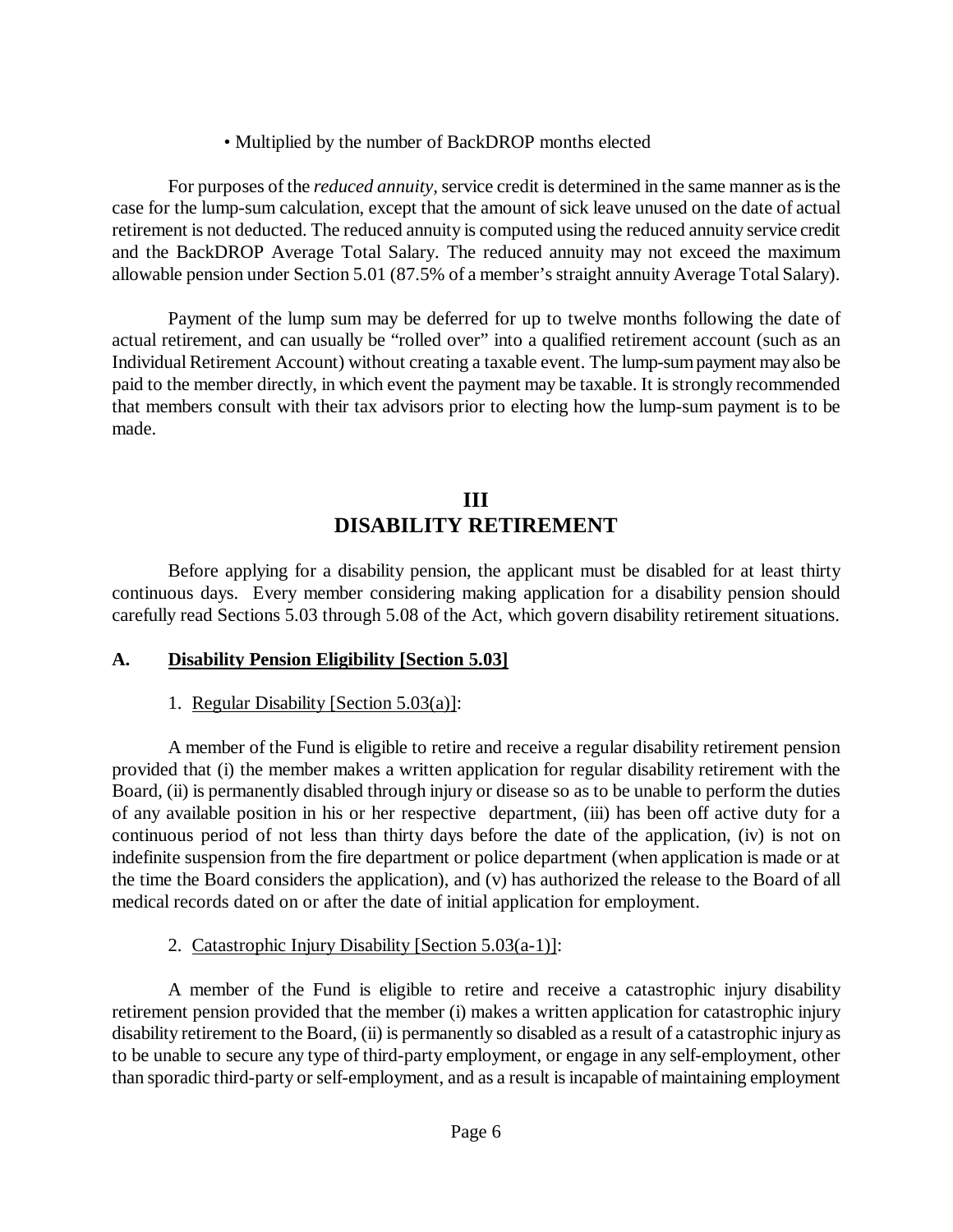• Multiplied by the number of BackDROP months elected

For purposes of the *reduced annuity*, service credit is determined in the same manner as is the case for the lump-sum calculation, except that the amount of sick leave unused on the date of actual retirement is not deducted. The reduced annuity is computed using the reduced annuity service credit and the BackDROP Average Total Salary. The reduced annuity may not exceed the maximum allowable pension under Section 5.01 (87.5% of a member's straight annuity Average Total Salary).

Payment of the lump sum may be deferred for up to twelve months following the date of actual retirement, and can usually be "rolled over" into a qualified retirement account (such as an Individual Retirement Account) without creating a taxable event. The lump-sum payment may also be paid to the member directly, in which event the payment may be taxable. It is strongly recommended that members consult with their tax advisors prior to electing how the lump-sum payment is to be made.

# III
# DISABILITY RETIREMENT

Before applying for a disability pension, the applicant must be disabled for at least thirty continuous days. Every member considering making application for a disability pension should carefully read Sections 5.03 through 5.08 of the Act, which govern disability retirement situations.

## A. Disability Pension Eligibility [Section 5.03]

1. Regular Disability [Section 5.03(a)]:

A member of the Fund is eligible to retire and receive a regular disability retirement pension provided that (i) the member makes a written application for regular disability retirement with the Board, (ii) is permanently disabled through injury or disease so as to be unable to perform the duties of any available position in his or her respective department, (iii) has been off active duty for a continuous period of not less than thirty days before the date of the application, (iv) is not on indefinite suspension from the fire department or police department (when application is made or at the time the Board considers the application), and (v) has authorized the release to the Board of all medical records dated on or after the date of initial application for employment.

2. Catastrophic Injury Disability [Section 5.03(a-1)]:

A member of the Fund is eligible to retire and receive a catastrophic injury disability retirement pension provided that the member (i) makes a written application for catastrophic injury disability retirement to the Board, (ii) is permanently so disabled as a result of a catastrophic injury as to be unable to secure any type of third-party employment, or engage in any self-employment, other than sporadic third-party or self-employment, and as a result is incapable of maintaining employment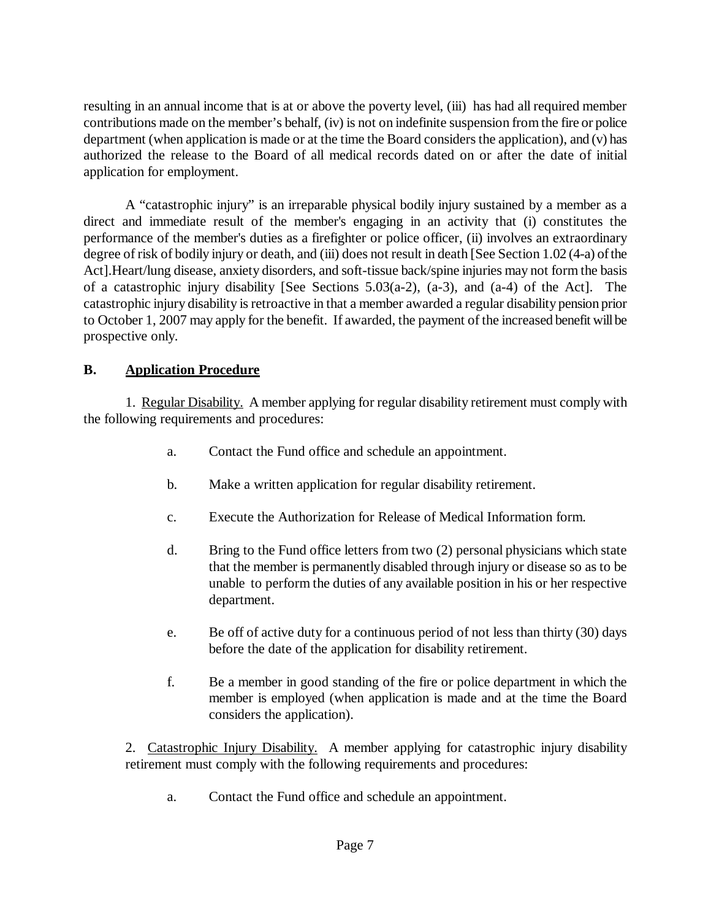resulting in an annual income that is at or above the poverty level, (iii) has had all required member contributions made on the member's behalf, (iv) is not on indefinite suspension from the fire or police department (when application is made or at the time the Board considers the application), and (v) has authorized the release to the Board of all medical records dated on or after the date of initial application for employment.

A "catastrophic injury" is an irreparable physical bodily injury sustained by a member as a direct and immediate result of the member's engaging in an activity that (i) constitutes the performance of the member's duties as a firefighter or police officer, (ii) involves an extraordinary degree of risk of bodily injury or death, and (iii) does not result in death [See Section 1.02 (4-a) of the Act].Heart/lung disease, anxiety disorders, and soft-tissue back/spine injuries may not form the basis of a catastrophic injury disability [See Sections 5.03(a-2), (a-3), and (a-4) of the Act]. The catastrophic injury disability is retroactive in that a member awarded a regular disability pension prior to October 1, 2007 may apply for the benefit. If awarded, the payment of the increased benefit will be prospective only.

## B. Application Procedure

1. Regular Disability. A member applying for regular disability retirement must comply with the following requirements and procedures:

a. Contact the Fund office and schedule an appointment.

b. Make a written application for regular disability retirement.

c. Execute the Authorization for Release of Medical Information form.

d. Bring to the Fund office letters from two (2) personal physicians which state that the member is permanently disabled through injury or disease so as to be unable to perform the duties of any available position in his or her respective department.

e. Be off of active duty for a continuous period of not less than thirty (30) days before the date of the application for disability retirement.

f. Be a member in good standing of the fire or police department in which the member is employed (when application is made and at the time the Board considers the application).

2. Catastrophic Injury Disability. A member applying for catastrophic injury disability retirement must comply with the following requirements and procedures:

a. Contact the Fund office and schedule an appointment.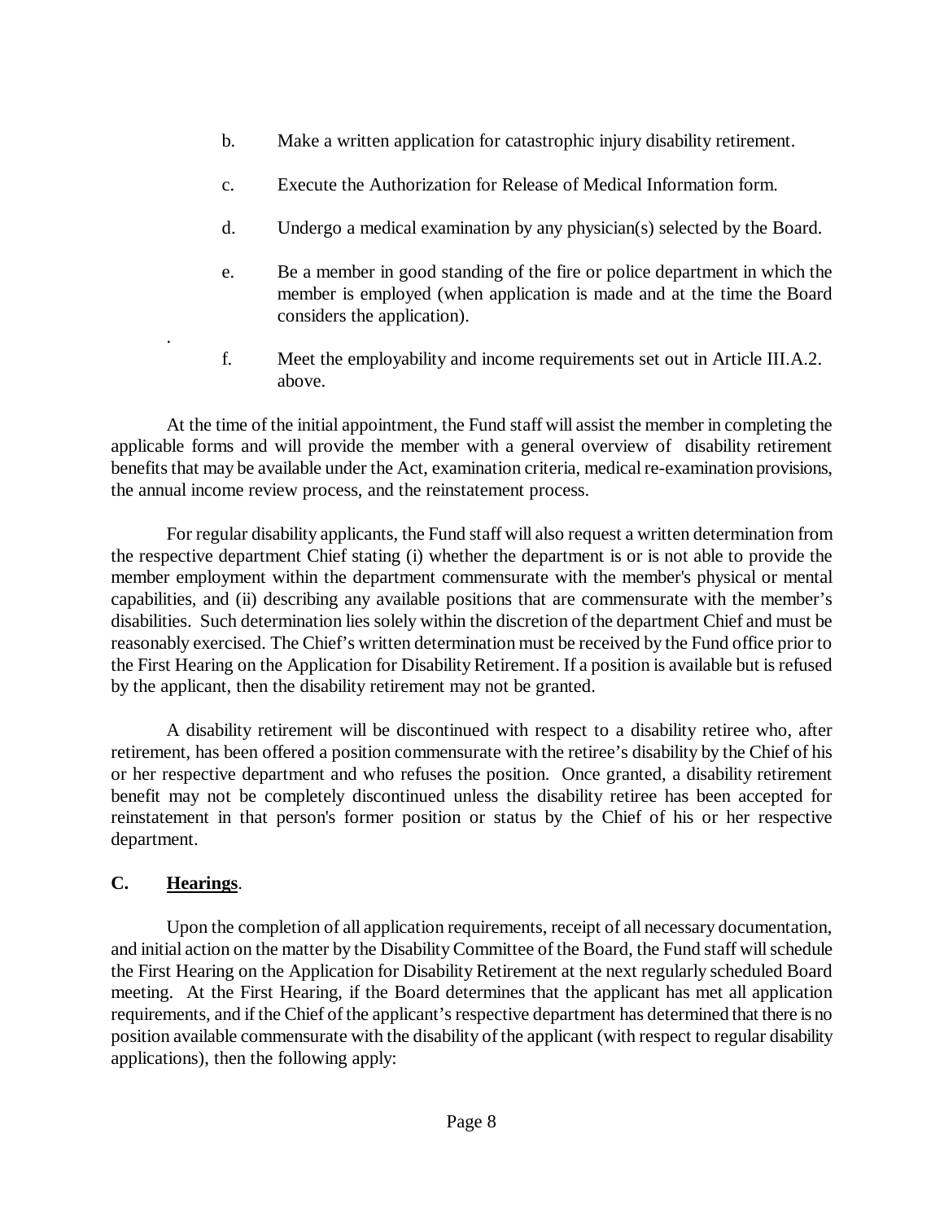b. Make a written application for catastrophic injury disability retirement.

c. Execute the Authorization for Release of Medical Information form.

d. Undergo a medical examination by any physician(s) selected by the Board.

e. Be a member in good standing of the fire or police department in which the member is employed (when application is made and at the time the Board considers the application).

f. Meet the employability and income requirements set out in Article III.A.2. above.

At the time of the initial appointment, the Fund staff will assist the member in completing the applicable forms and will provide the member with a general overview of disability retirement benefits that may be available under the Act, examination criteria, medical re-examination provisions, the annual income review process, and the reinstatement process.

For regular disability applicants, the Fund staff will also request a written determination from the respective department Chief stating (i) whether the department is or is not able to provide the member employment within the department commensurate with the member's physical or mental capabilities, and (ii) describing any available positions that are commensurate with the member's disabilities. Such determination lies solely within the discretion of the department Chief and must be reasonably exercised. The Chief's written determination must be received by the Fund office prior to the First Hearing on the Application for Disability Retirement. If a position is available but is refused by the applicant, then the disability retirement may not be granted.

A disability retirement will be discontinued with respect to a disability retiree who, after retirement, has been offered a position commensurate with the retiree's disability by the Chief of his or her respective department and who refuses the position. Once granted, a disability retirement benefit may not be completely discontinued unless the disability retiree has been accepted for reinstatement in that person's former position or status by the Chief of his or her respective department.

## C. Hearings.

Upon the completion of all application requirements, receipt of all necessary documentation, and initial action on the matter by the Disability Committee of the Board, the Fund staff will schedule the First Hearing on the Application for Disability Retirement at the next regularly scheduled Board meeting. At the First Hearing, if the Board determines that the applicant has met all application requirements, and if the Chief of the applicant's respective department has determined that there is no position available commensurate with the disability of the applicant (with respect to regular disability applications), then the following apply: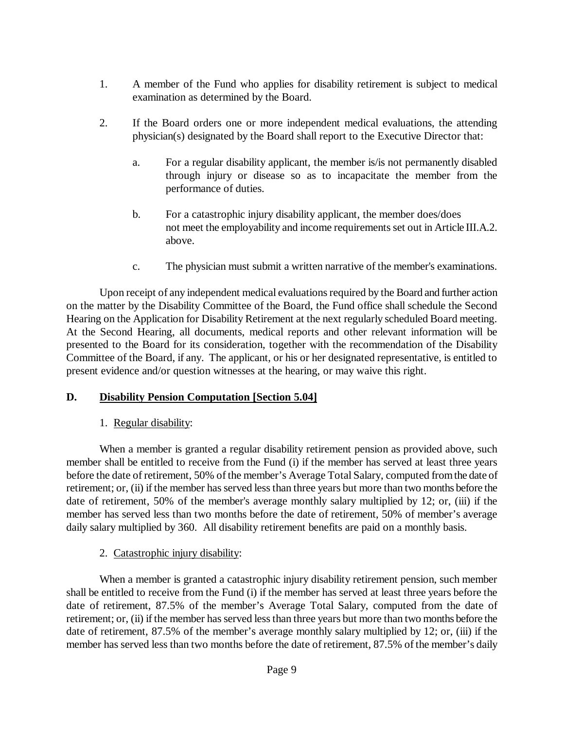1. A member of the Fund who applies for disability retirement is subject to medical examination as determined by the Board.

2. If the Board orders one or more independent medical evaluations, the attending physician(s) designated by the Board shall report to the Executive Director that:

   a. For a regular disability applicant, the member is/is not permanently disabled through injury or disease so as to incapacitate the member from the performance of duties.

   b. For a catastrophic injury disability applicant, the member does/does not meet the employability and income requirements set out in Article III.A.2. above.

   c. The physician must submit a written narrative of the member's examinations.

Upon receipt of any independent medical evaluations required by the Board and further action on the matter by the Disability Committee of the Board, the Fund office shall schedule the Second Hearing on the Application for Disability Retirement at the next regularly scheduled Board meeting. At the Second Hearing, all documents, medical reports and other relevant information will be presented to the Board for its consideration, together with the recommendation of the Disability Committee of the Board, if any. The applicant, or his or her designated representative, is entitled to present evidence and/or question witnesses at the hearing, or may waive this right.

## D. Disability Pension Computation [Section 5.04]

1. Regular disability:

When a member is granted a regular disability retirement pension as provided above, such member shall be entitled to receive from the Fund (i) if the member has served at least three years before the date of retirement, 50% of the member's Average Total Salary, computed from the date of retirement; or, (ii) if the member has served less than three years but more than two months before the date of retirement, 50% of the member's average monthly salary multiplied by 12; or, (iii) if the member has served less than two months before the date of retirement, 50% of member's average daily salary multiplied by 360. All disability retirement benefits are paid on a monthly basis.

2. Catastrophic injury disability:

When a member is granted a catastrophic injury disability retirement pension, such member shall be entitled to receive from the Fund (i) if the member has served at least three years before the date of retirement, 87.5% of the member's Average Total Salary, computed from the date of retirement; or, (ii) if the member has served less than three years but more than two months before the date of retirement, 87.5% of the member's average monthly salary multiplied by 12; or, (iii) if the member has served less than two months before the date of retirement, 87.5% of the member's daily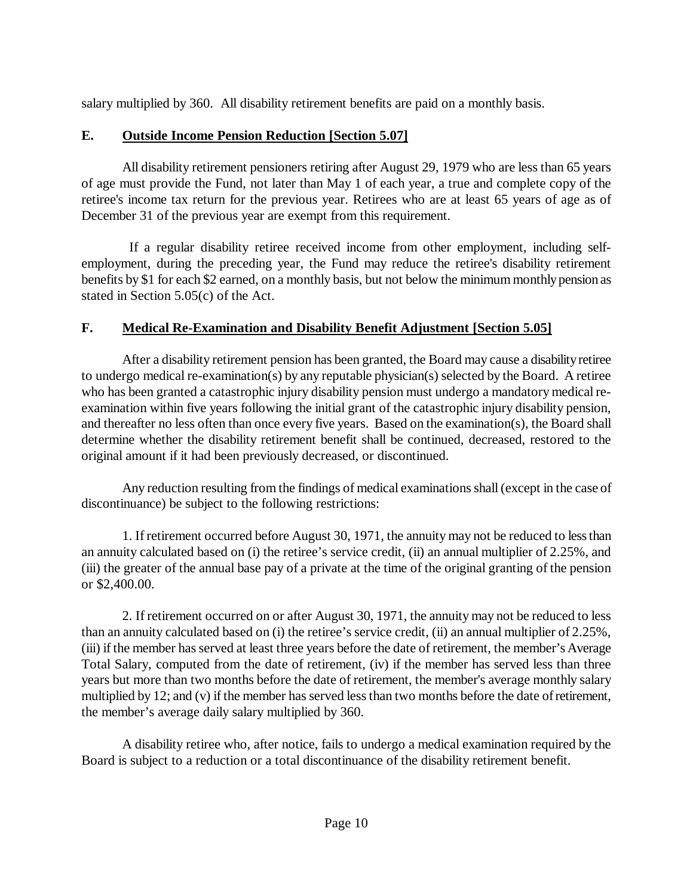salary multiplied by 360. All disability retirement benefits are paid on a monthly basis.

## E. Outside Income Pension Reduction [Section 5.07]

All disability retirement pensioners retiring after August 29, 1979 who are less than 65 years of age must provide the Fund, not later than May 1 of each year, a true and complete copy of the retiree's income tax return for the previous year. Retirees who are at least 65 years of age as of December 31 of the previous year are exempt from this requirement.

If a regular disability retiree received income from other employment, including self-employment, during the preceding year, the Fund may reduce the retiree's disability retirement benefits by $1 for each $2 earned, on a monthly basis, but not below the minimum monthly pension as stated in Section 5.05(c) of the Act.

## F. Medical Re-Examination and Disability Benefit Adjustment [Section 5.05]

After a disability retirement pension has been granted, the Board may cause a disability retiree to undergo medical re-examination(s) by any reputable physician(s) selected by the Board. A retiree who has been granted a catastrophic injury disability pension must undergo a mandatory medical re-examination within five years following the initial grant of the catastrophic injury disability pension, and thereafter no less often than once every five years. Based on the examination(s), the Board shall determine whether the disability retirement benefit shall be continued, decreased, restored to the original amount if it had been previously decreased, or discontinued.

Any reduction resulting from the findings of medical examinations shall (except in the case of discontinuance) be subject to the following restrictions:

1. If retirement occurred before August 30, 1971, the annuity may not be reduced to less than an annuity calculated based on (i) the retiree's service credit, (ii) an annual multiplier of 2.25%, and (iii) the greater of the annual base pay of a private at the time of the original granting of the pension or $2,400.00.

2. If retirement occurred on or after August 30, 1971, the annuity may not be reduced to less than an annuity calculated based on (i) the retiree's service credit, (ii) an annual multiplier of 2.25%, (iii) if the member has served at least three years before the date of retirement, the member's Average Total Salary, computed from the date of retirement, (iv) if the member has served less than three years but more than two months before the date of retirement, the member's average monthly salary multiplied by 12; and (v) if the member has served less than two months before the date of retirement, the member's average daily salary multiplied by 360.

A disability retiree who, after notice, fails to undergo a medical examination required by the Board is subject to a reduction or a total discontinuance of the disability retirement benefit.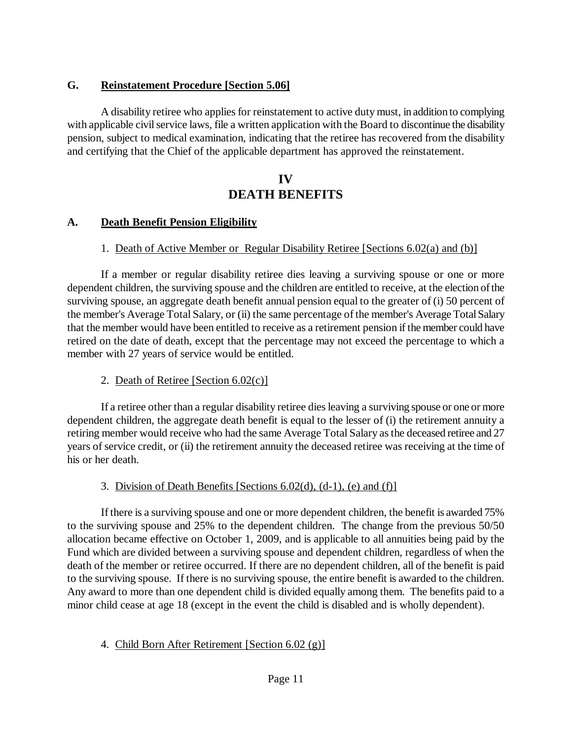### G. Reinstatement Procedure [Section 5.06]

A disability retiree who applies for reinstatement to active duty must, in addition to complying with applicable civil service laws, file a written application with the Board to discontinue the disability pension, subject to medical examination, indicating that the retiree has recovered from the disability and certifying that the Chief of the applicable department has approved the reinstatement.

# IV
# DEATH BENEFITS

### A. Death Benefit Pension Eligibility

1. Death of Active Member or Regular Disability Retiree [Sections 6.02(a) and (b)]

If a member or regular disability retiree dies leaving a surviving spouse or one or more dependent children, the surviving spouse and the children are entitled to receive, at the election of the surviving spouse, an aggregate death benefit annual pension equal to the greater of (i) 50 percent of the member's Average Total Salary, or (ii) the same percentage of the member's Average Total Salary that the member would have been entitled to receive as a retirement pension if the member could have retired on the date of death, except that the percentage may not exceed the percentage to which a member with 27 years of service would be entitled.

2. Death of Retiree [Section 6.02(c)]

If a retiree other than a regular disability retiree dies leaving a surviving spouse or one or more dependent children, the aggregate death benefit is equal to the lesser of (i) the retirement annuity a retiring member would receive who had the same Average Total Salary as the deceased retiree and 27 years of service credit, or (ii) the retirement annuity the deceased retiree was receiving at the time of his or her death.

3. Division of Death Benefits [Sections 6.02(d), (d-1), (e) and (f)]

If there is a surviving spouse and one or more dependent children, the benefit is awarded 75% to the surviving spouse and 25% to the dependent children. The change from the previous 50/50 allocation became effective on October 1, 2009, and is applicable to all annuities being paid by the Fund which are divided between a surviving spouse and dependent children, regardless of when the death of the member or retiree occurred. If there are no dependent children, all of the benefit is paid to the surviving spouse. If there is no surviving spouse, the entire benefit is awarded to the children. Any award to more than one dependent child is divided equally among them. The benefits paid to a minor child cease at age 18 (except in the event the child is disabled and is wholly dependent).

4. Child Born After Retirement [Section 6.02 (g)]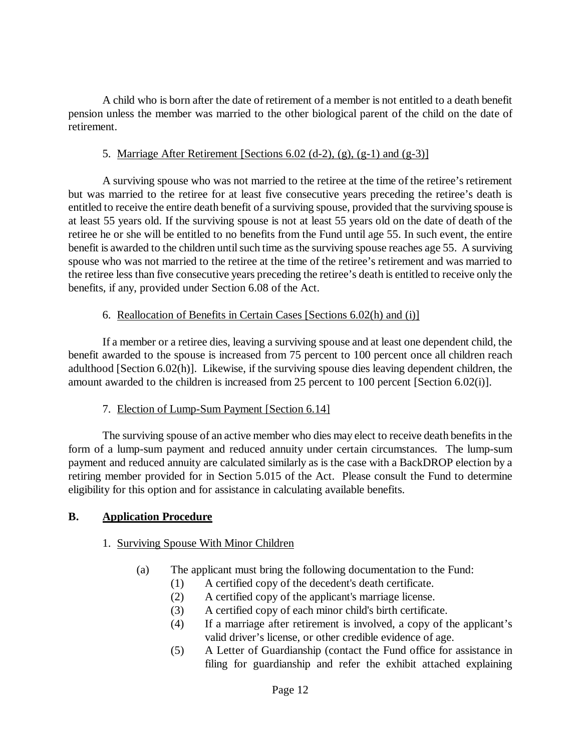A child who is born after the date of retirement of a member is not entitled to a death benefit pension unless the member was married to the other biological parent of the child on the date of retirement.

5. Marriage After Retirement [Sections 6.02 (d-2), (g), (g-1) and (g-3)]

A surviving spouse who was not married to the retiree at the time of the retiree's retirement but was married to the retiree for at least five consecutive years preceding the retiree's death is entitled to receive the entire death benefit of a surviving spouse, provided that the surviving spouse is at least 55 years old. If the surviving spouse is not at least 55 years old on the date of death of the retiree he or she will be entitled to no benefits from the Fund until age 55. In such event, the entire benefit is awarded to the children until such time as the surviving spouse reaches age 55. A surviving spouse who was not married to the retiree at the time of the retiree's retirement and was married to the retiree less than five consecutive years preceding the retiree's death is entitled to receive only the benefits, if any, provided under Section 6.08 of the Act.

6. Reallocation of Benefits in Certain Cases [Sections 6.02(h) and (i)]

If a member or a retiree dies, leaving a surviving spouse and at least one dependent child, the benefit awarded to the spouse is increased from 75 percent to 100 percent once all children reach adulthood [Section 6.02(h)]. Likewise, if the surviving spouse dies leaving dependent children, the amount awarded to the children is increased from 25 percent to 100 percent [Section 6.02(i)].

7. Election of Lump-Sum Payment [Section 6.14]

The surviving spouse of an active member who dies may elect to receive death benefits in the form of a lump-sum payment and reduced annuity under certain circumstances. The lump-sum payment and reduced annuity are calculated similarly as is the case with a BackDROP election by a retiring member provided for in Section 5.015 of the Act. Please consult the Fund to determine eligibility for this option and for assistance in calculating available benefits.

## B. Application Procedure

1. Surviving Spouse With Minor Children

(a) The applicant must bring the following documentation to the Fund:

(1) A certified copy of the decedent's death certificate.

(2) A certified copy of the applicant's marriage license.

(3) A certified copy of each minor child's birth certificate.

(4) If a marriage after retirement is involved, a copy of the applicant's valid driver's license, or other credible evidence of age.

(5) A Letter of Guardianship (contact the Fund office for assistance in filing for guardianship and refer the exhibit attached explaining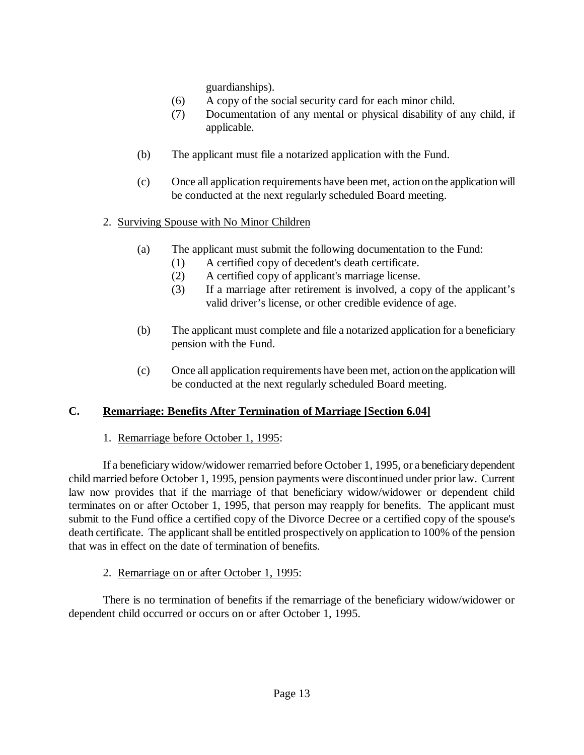guardianships).

(6) A copy of the social security card for each minor child.

(7) Documentation of any mental or physical disability of any child, if applicable.

(b) The applicant must file a notarized application with the Fund.

(c) Once all application requirements have been met, action on the application will be conducted at the next regularly scheduled Board meeting.

2. Surviving Spouse with No Minor Children

(a) The applicant must submit the following documentation to the Fund:

(1) A certified copy of decedent's death certificate.

(2) A certified copy of applicant's marriage license.

(3) If a marriage after retirement is involved, a copy of the applicant's valid driver's license, or other credible evidence of age.

(b) The applicant must complete and file a notarized application for a beneficiary pension with the Fund.

(c) Once all application requirements have been met, action on the application will be conducted at the next regularly scheduled Board meeting.

## C. Remarriage: Benefits After Termination of Marriage [Section 6.04]

1. Remarriage before October 1, 1995:

If a beneficiary widow/widower remarried before October 1, 1995, or a beneficiary dependent child married before October 1, 1995, pension payments were discontinued under prior law. Current law now provides that if the marriage of that beneficiary widow/widower or dependent child terminates on or after October 1, 1995, that person may reapply for benefits. The applicant must submit to the Fund office a certified copy of the Divorce Decree or a certified copy of the spouse's death certificate. The applicant shall be entitled prospectively on application to 100% of the pension that was in effect on the date of termination of benefits.

2. Remarriage on or after October 1, 1995:

There is no termination of benefits if the remarriage of the beneficiary widow/widower or dependent child occurred or occurs on or after October 1, 1995.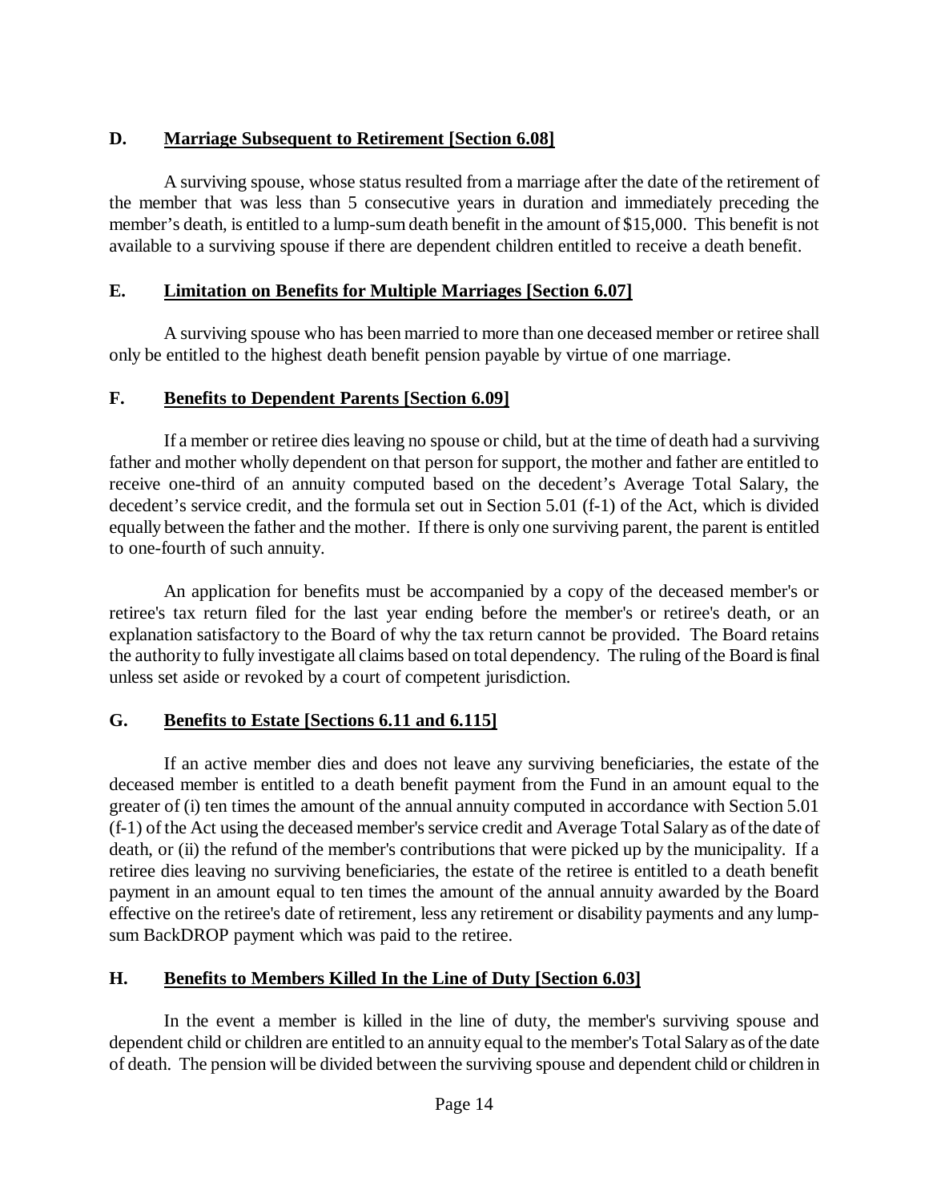## D. Marriage Subsequent to Retirement [Section 6.08]

A surviving spouse, whose status resulted from a marriage after the date of the retirement of the member that was less than 5 consecutive years in duration and immediately preceding the member's death, is entitled to a lump-sum death benefit in the amount of $15,000. This benefit is not available to a surviving spouse if there are dependent children entitled to receive a death benefit.

## E. Limitation on Benefits for Multiple Marriages [Section 6.07]

A surviving spouse who has been married to more than one deceased member or retiree shall only be entitled to the highest death benefit pension payable by virtue of one marriage.

## F. Benefits to Dependent Parents [Section 6.09]

If a member or retiree dies leaving no spouse or child, but at the time of death had a surviving father and mother wholly dependent on that person for support, the mother and father are entitled to receive one-third of an annuity computed based on the decedent's Average Total Salary, the decedent's service credit, and the formula set out in Section 5.01 (f-1) of the Act, which is divided equally between the father and the mother. If there is only one surviving parent, the parent is entitled to one-fourth of such annuity.

An application for benefits must be accompanied by a copy of the deceased member's or retiree's tax return filed for the last year ending before the member's or retiree's death, or an explanation satisfactory to the Board of why the tax return cannot be provided. The Board retains the authority to fully investigate all claims based on total dependency. The ruling of the Board is final unless set aside or revoked by a court of competent jurisdiction.

## G. Benefits to Estate [Sections 6.11 and 6.115]

If an active member dies and does not leave any surviving beneficiaries, the estate of the deceased member is entitled to a death benefit payment from the Fund in an amount equal to the greater of (i) ten times the amount of the annual annuity computed in accordance with Section 5.01 (f-1) of the Act using the deceased member's service credit and Average Total Salary as of the date of death, or (ii) the refund of the member's contributions that were picked up by the municipality. If a retiree dies leaving no surviving beneficiaries, the estate of the retiree is entitled to a death benefit payment in an amount equal to ten times the amount of the annual annuity awarded by the Board effective on the retiree's date of retirement, less any retirement or disability payments and any lump-sum BackDROP payment which was paid to the retiree.

## H. Benefits to Members Killed In the Line of Duty [Section 6.03]

In the event a member is killed in the line of duty, the member's surviving spouse and dependent child or children are entitled to an annuity equal to the member's Total Salary as of the date of death. The pension will be divided between the surviving spouse and dependent child or children in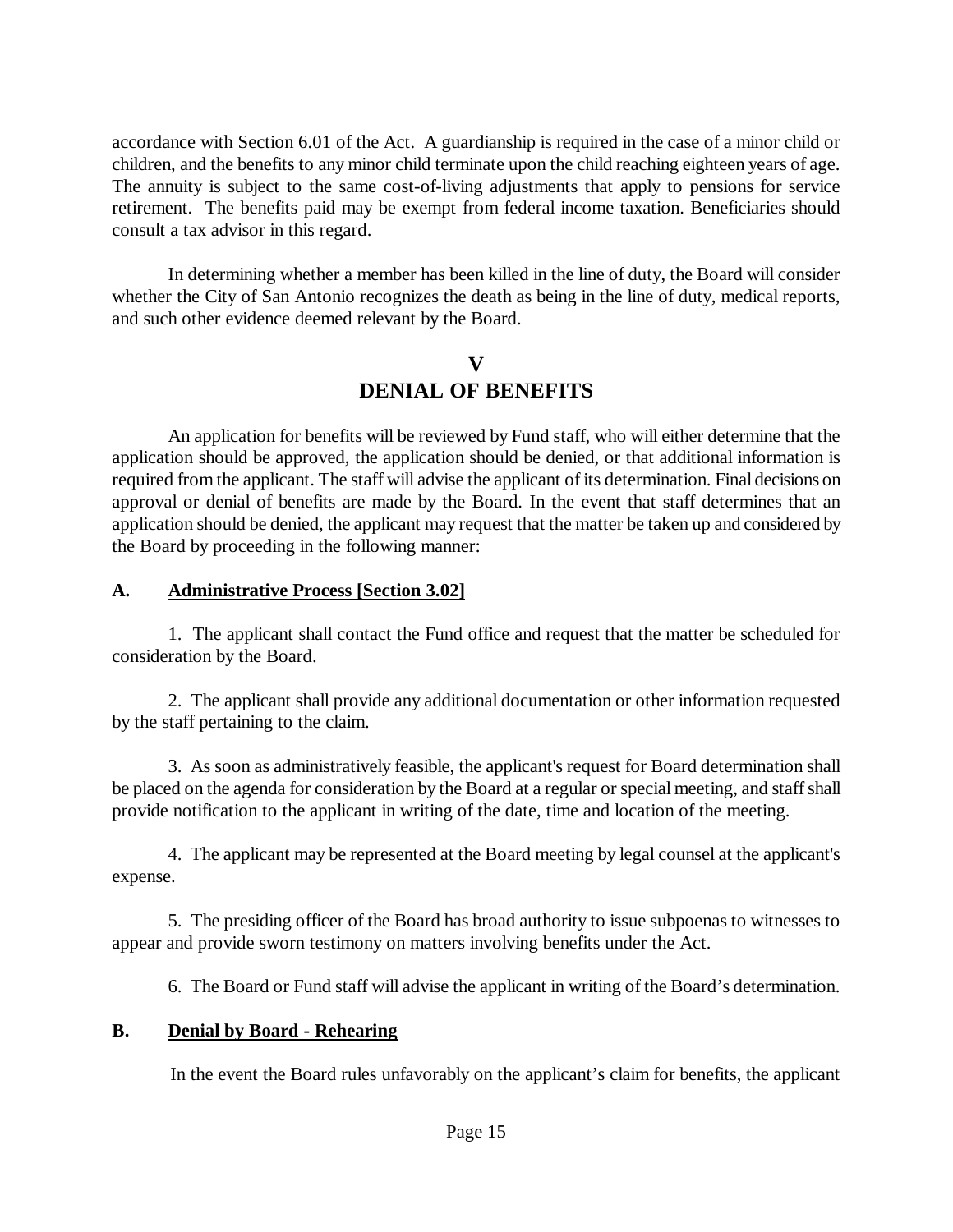accordance with Section 6.01 of the Act. A guardianship is required in the case of a minor child or children, and the benefits to any minor child terminate upon the child reaching eighteen years of age. The annuity is subject to the same cost-of-living adjustments that apply to pensions for service retirement. The benefits paid may be exempt from federal income taxation. Beneficiaries should consult a tax advisor in this regard.

In determining whether a member has been killed in the line of duty, the Board will consider whether the City of San Antonio recognizes the death as being in the line of duty, medical reports, and such other evidence deemed relevant by the Board.

# V
# DENIAL OF BENEFITS

An application for benefits will be reviewed by Fund staff, who will either determine that the application should be approved, the application should be denied, or that additional information is required from the applicant. The staff will advise the applicant of its determination. Final decisions on approval or denial of benefits are made by the Board. In the event that staff determines that an application should be denied, the applicant may request that the matter be taken up and considered by the Board by proceeding in the following manner:

## A. Administrative Process [Section 3.02]

1. The applicant shall contact the Fund office and request that the matter be scheduled for consideration by the Board.

2. The applicant shall provide any additional documentation or other information requested by the staff pertaining to the claim.

3. As soon as administratively feasible, the applicant's request for Board determination shall be placed on the agenda for consideration by the Board at a regular or special meeting, and staff shall provide notification to the applicant in writing of the date, time and location of the meeting.

4. The applicant may be represented at the Board meeting by legal counsel at the applicant's expense.

5. The presiding officer of the Board has broad authority to issue subpoenas to witnesses to appear and provide sworn testimony on matters involving benefits under the Act.

6. The Board or Fund staff will advise the applicant in writing of the Board's determination.

## B. Denial by Board - Rehearing

In the event the Board rules unfavorably on the applicant's claim for benefits, the applicant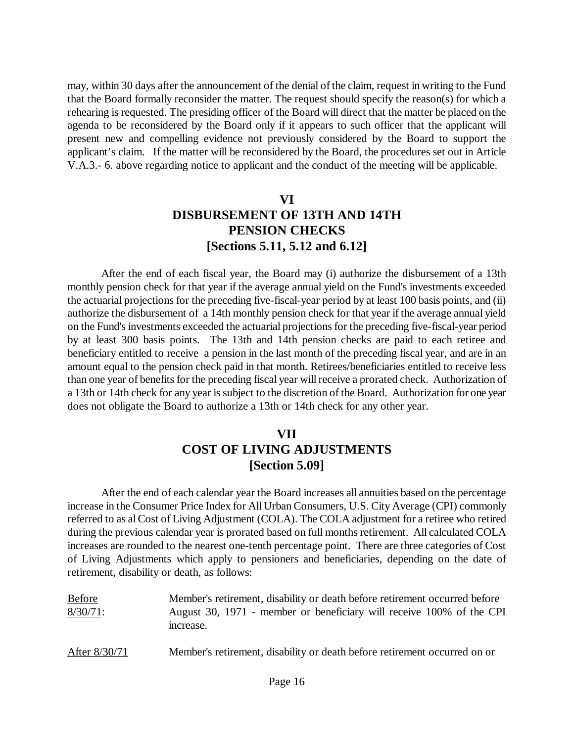may, within 30 days after the announcement of the denial of the claim, request in writing to the Fund that the Board formally reconsider the matter. The request should specify the reason(s) for which a rehearing is requested. The presiding officer of the Board will direct that the matter be placed on the agenda to be reconsidered by the Board only if it appears to such officer that the applicant will present new and compelling evidence not previously considered by the Board to support the applicant's claim. If the matter will be reconsidered by the Board, the procedures set out in Article V.A.3.- 6. above regarding notice to applicant and the conduct of the meeting will be applicable.

## VI
## DISBURSEMENT OF 13TH AND 14TH PENSION CHECKS
## [Sections 5.11, 5.12 and 6.12]

After the end of each fiscal year, the Board may (i) authorize the disbursement of a 13th monthly pension check for that year if the average annual yield on the Fund's investments exceeded the actuarial projections for the preceding five-fiscal-year period by at least 100 basis points, and (ii) authorize the disbursement of a 14th monthly pension check for that year if the average annual yield on the Fund's investments exceeded the actuarial projections for the preceding five-fiscal-year period by at least 300 basis points. The 13th and 14th pension checks are paid to each retiree and beneficiary entitled to receive a pension in the last month of the preceding fiscal year, and are in an amount equal to the pension check paid in that month. Retirees/beneficiaries entitled to receive less than one year of benefits for the preceding fiscal year will receive a prorated check. Authorization of a 13th or 14th check for any year is subject to the discretion of the Board. Authorization for one year does not obligate the Board to authorize a 13th or 14th check for any other year.

## VII
## COST OF LIVING ADJUSTMENTS
## [Section 5.09]

After the end of each calendar year the Board increases all annuities based on the percentage increase in the Consumer Price Index for All Urban Consumers, U.S. City Average (CPI) commonly referred to as al Cost of Living Adjustment (COLA). The COLA adjustment for a retiree who retired during the previous calendar year is prorated based on full months retirement. All calculated COLA increases are rounded to the nearest one-tenth percentage point. There are three categories of Cost of Living Adjustments which apply to pensioners and beneficiaries, depending on the date of retirement, disability or death, as follows:

<u>Before 8/30/71</u>: Member's retirement, disability or death before retirement occurred before August 30, 1971 - member or beneficiary will receive 100% of the CPI increase.

<u>After 8/30/71</u> Member's retirement, disability or death before retirement occurred on or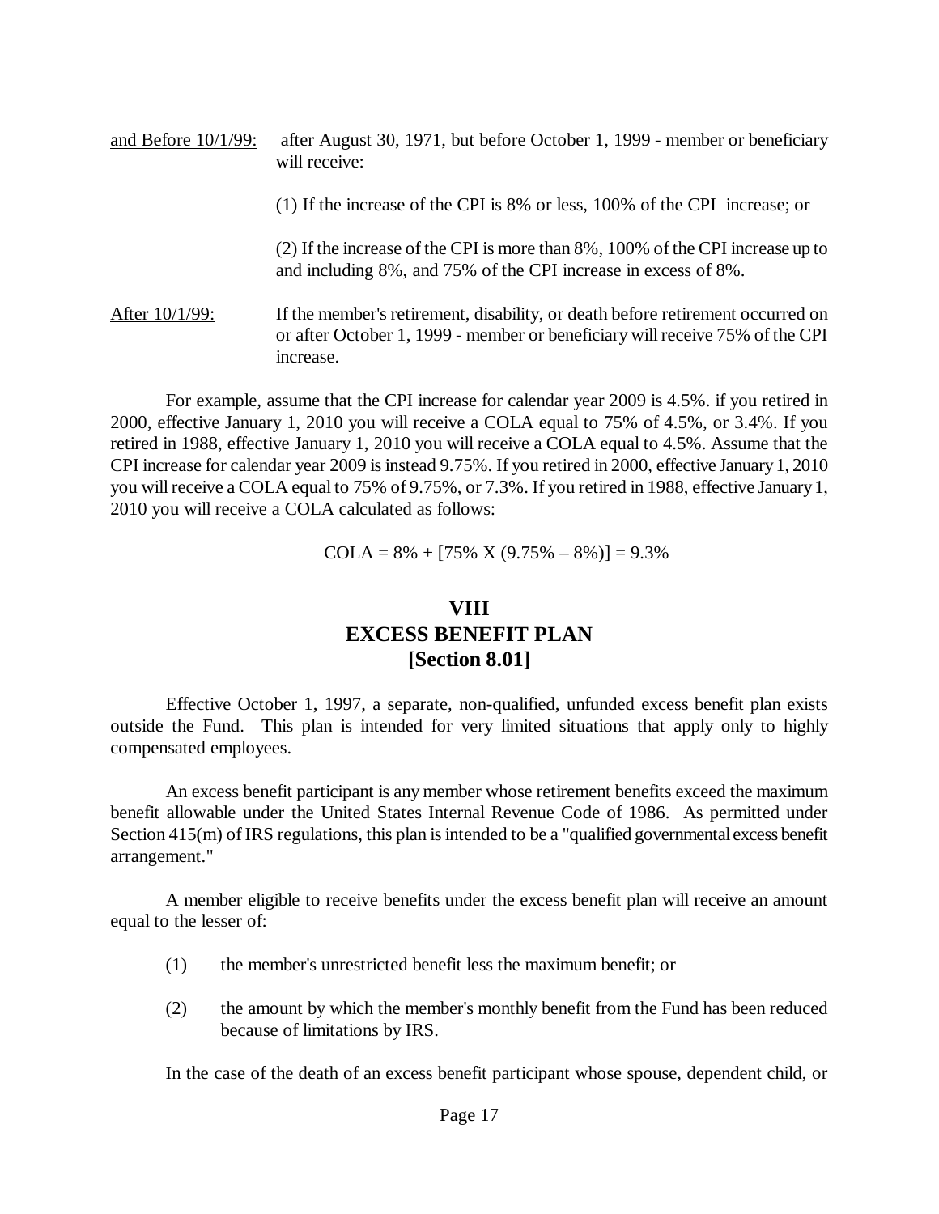<u>and Before 10/1/99:</u> after August 30, 1971, but before October 1, 1999 - member or beneficiary will receive:

(1) If the increase of the CPI is 8% or less, 100% of the CPI increase; or

(2) If the increase of the CPI is more than 8%, 100% of the CPI increase up to and including 8%, and 75% of the CPI increase in excess of 8%.

<u>After 10/1/99:</u> If the member's retirement, disability, or death before retirement occurred on or after October 1, 1999 - member or beneficiary will receive 75% of the CPI increase.

For example, assume that the CPI increase for calendar year 2009 is 4.5%. if you retired in 2000, effective January 1, 2010 you will receive a COLA equal to 75% of 4.5%, or 3.4%. If you retired in 1988, effective January 1, 2010 you will receive a COLA equal to 4.5%. Assume that the CPI increase for calendar year 2009 is instead 9.75%. If you retired in 2000, effective January 1, 2010 you will receive a COLA equal to 75% of 9.75%, or 7.3%. If you retired in 1988, effective January 1, 2010 you will receive a COLA calculated as follows:

$$\text{COLA} = 8\% + [75\% \times (9.75\% - 8\%)] = 9.3\%$$

## VIII
## EXCESS BENEFIT PLAN
## [Section 8.01]

Effective October 1, 1997, a separate, non-qualified, unfunded excess benefit plan exists outside the Fund. This plan is intended for very limited situations that apply only to highly compensated employees.

An excess benefit participant is any member whose retirement benefits exceed the maximum benefit allowable under the United States Internal Revenue Code of 1986. As permitted under Section 415(m) of IRS regulations, this plan is intended to be a "qualified governmental excess benefit arrangement."

A member eligible to receive benefits under the excess benefit plan will receive an amount equal to the lesser of:

(1) the member's unrestricted benefit less the maximum benefit; or

(2) the amount by which the member's monthly benefit from the Fund has been reduced because of limitations by IRS.

In the case of the death of an excess benefit participant whose spouse, dependent child, or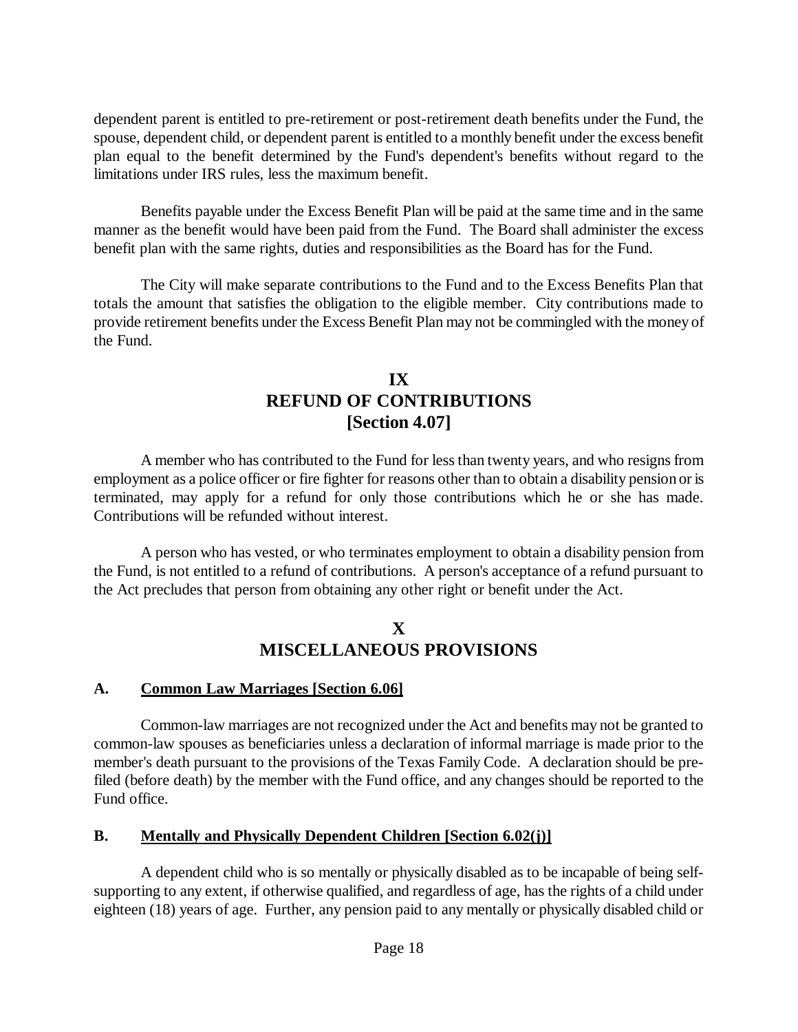dependent parent is entitled to pre-retirement or post-retirement death benefits under the Fund, the spouse, dependent child, or dependent parent is entitled to a monthly benefit under the excess benefit plan equal to the benefit determined by the Fund's dependent's benefits without regard to the limitations under IRS rules, less the maximum benefit.

Benefits payable under the Excess Benefit Plan will be paid at the same time and in the same manner as the benefit would have been paid from the Fund. The Board shall administer the excess benefit plan with the same rights, duties and responsibilities as the Board has for the Fund.

The City will make separate contributions to the Fund and to the Excess Benefits Plan that totals the amount that satisfies the obligation to the eligible member. City contributions made to provide retirement benefits under the Excess Benefit Plan may not be commingled with the money of the Fund.

## IX
## REFUND OF CONTRIBUTIONS
## [Section 4.07]

A member who has contributed to the Fund for less than twenty years, and who resigns from employment as a police officer or fire fighter for reasons other than to obtain a disability pension or is terminated, may apply for a refund for only those contributions which he or she has made. Contributions will be refunded without interest.

A person who has vested, or who terminates employment to obtain a disability pension from the Fund, is not entitled to a refund of contributions. A person's acceptance of a refund pursuant to the Act precludes that person from obtaining any other right or benefit under the Act.

## X
## MISCELLANEOUS PROVISIONS

### A. Common Law Marriages [Section 6.06]

Common-law marriages are not recognized under the Act and benefits may not be granted to common-law spouses as beneficiaries unless a declaration of informal marriage is made prior to the member's death pursuant to the provisions of the Texas Family Code. A declaration should be pre-filed (before death) by the member with the Fund office, and any changes should be reported to the Fund office.

### B. Mentally and Physically Dependent Children [Section 6.02(j)]

A dependent child who is so mentally or physically disabled as to be incapable of being self-supporting to any extent, if otherwise qualified, and regardless of age, has the rights of a child under eighteen (18) years of age. Further, any pension paid to any mentally or physically disabled child or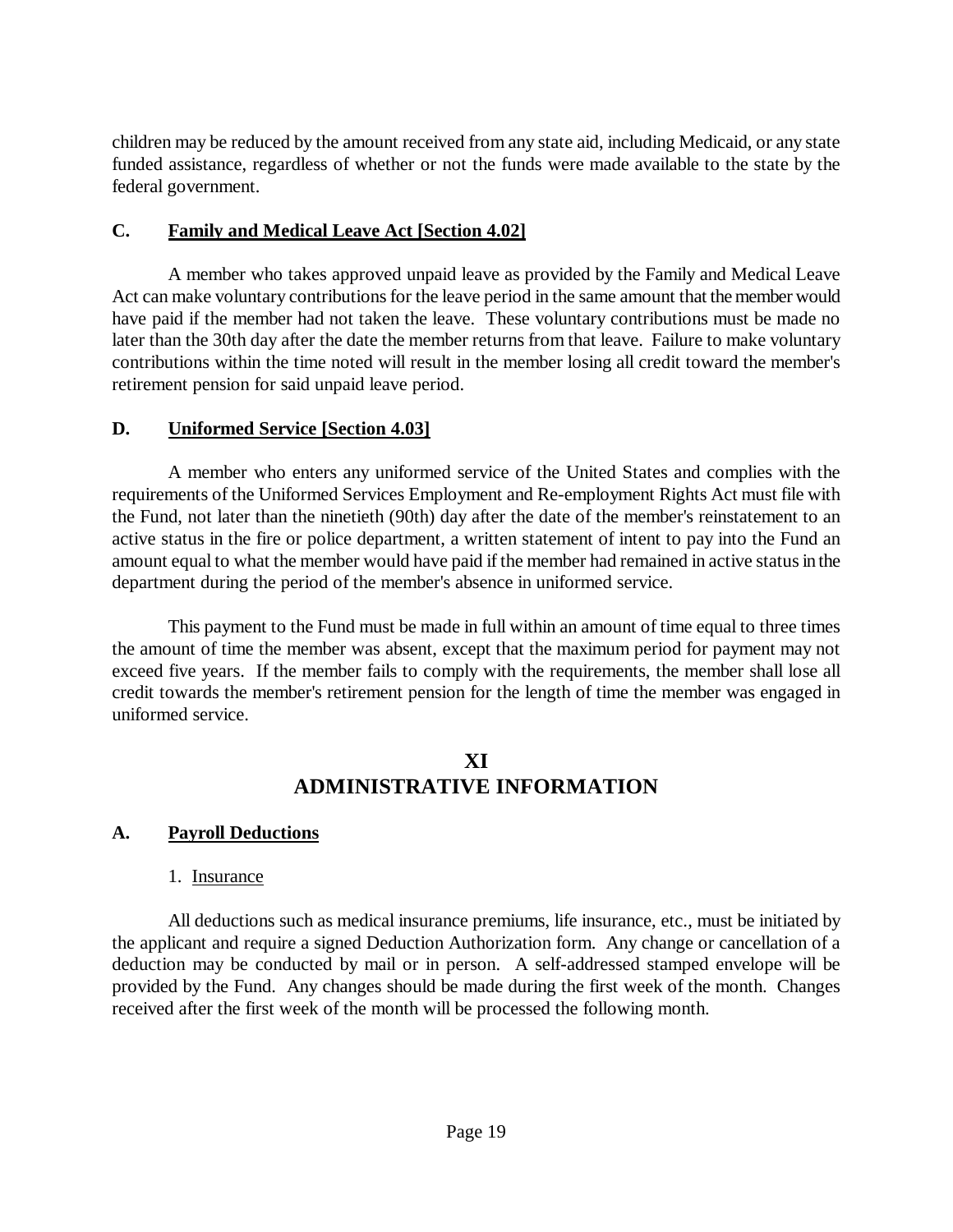children may be reduced by the amount received from any state aid, including Medicaid, or any state funded assistance, regardless of whether or not the funds were made available to the state by the federal government.

### C. Family and Medical Leave Act [Section 4.02]

A member who takes approved unpaid leave as provided by the Family and Medical Leave Act can make voluntary contributions for the leave period in the same amount that the member would have paid if the member had not taken the leave. These voluntary contributions must be made no later than the 30th day after the date the member returns from that leave. Failure to make voluntary contributions within the time noted will result in the member losing all credit toward the member's retirement pension for said unpaid leave period.

### D. Uniformed Service [Section 4.03]

A member who enters any uniformed service of the United States and complies with the requirements of the Uniformed Services Employment and Re-employment Rights Act must file with the Fund, not later than the ninetieth (90th) day after the date of the member's reinstatement to an active status in the fire or police department, a written statement of intent to pay into the Fund an amount equal to what the member would have paid if the member had remained in active status in the department during the period of the member's absence in uniformed service.

This payment to the Fund must be made in full within an amount of time equal to three times the amount of time the member was absent, except that the maximum period for payment may not exceed five years. If the member fails to comply with the requirements, the member shall lose all credit towards the member's retirement pension for the length of time the member was engaged in uniformed service.

## XI
## ADMINISTRATIVE INFORMATION

### A. Payroll Deductions

1. Insurance

All deductions such as medical insurance premiums, life insurance, etc., must be initiated by the applicant and require a signed Deduction Authorization form. Any change or cancellation of a deduction may be conducted by mail or in person. A self-addressed stamped envelope will be provided by the Fund. Any changes should be made during the first week of the month. Changes received after the first week of the month will be processed the following month.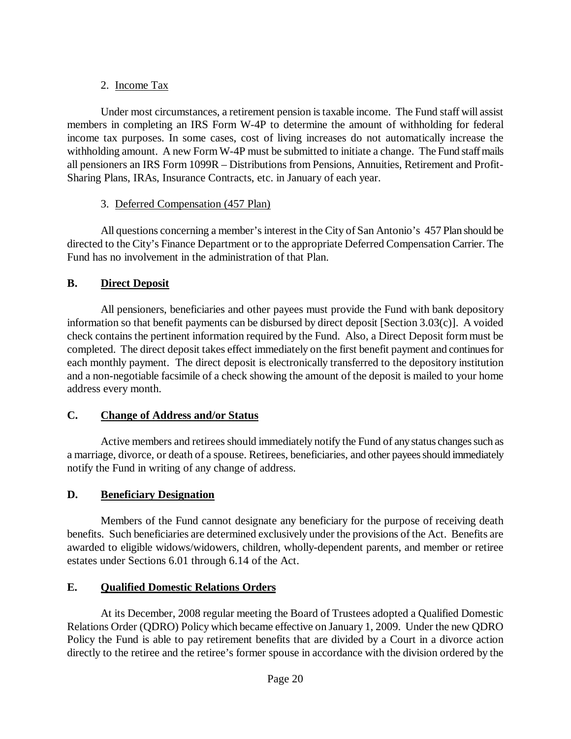2. Income Tax

Under most circumstances, a retirement pension is taxable income. The Fund staff will assist members in completing an IRS Form W-4P to determine the amount of withholding for federal income tax purposes. In some cases, cost of living increases do not automatically increase the withholding amount. A new Form W-4P must be submitted to initiate a change. The Fund staff mails all pensioners an IRS Form 1099R – Distributions from Pensions, Annuities, Retirement and Profit-Sharing Plans, IRAs, Insurance Contracts, etc. in January of each year.

3. Deferred Compensation (457 Plan)

All questions concerning a member's interest in the City of San Antonio's 457 Plan should be directed to the City's Finance Department or to the appropriate Deferred Compensation Carrier. The Fund has no involvement in the administration of that Plan.

## B. Direct Deposit

All pensioners, beneficiaries and other payees must provide the Fund with bank depository information so that benefit payments can be disbursed by direct deposit [Section 3.03(c)]. A voided check contains the pertinent information required by the Fund. Also, a Direct Deposit form must be completed. The direct deposit takes effect immediately on the first benefit payment and continues for each monthly payment. The direct deposit is electronically transferred to the depository institution and a non-negotiable facsimile of a check showing the amount of the deposit is mailed to your home address every month.

## C. Change of Address and/or Status

Active members and retirees should immediately notify the Fund of any status changes such as a marriage, divorce, or death of a spouse. Retirees, beneficiaries, and other payees should immediately notify the Fund in writing of any change of address.

## D. Beneficiary Designation

Members of the Fund cannot designate any beneficiary for the purpose of receiving death benefits. Such beneficiaries are determined exclusively under the provisions of the Act. Benefits are awarded to eligible widows/widowers, children, wholly-dependent parents, and member or retiree estates under Sections 6.01 through 6.14 of the Act.

## E. Qualified Domestic Relations Orders

At its December, 2008 regular meeting the Board of Trustees adopted a Qualified Domestic Relations Order (QDRO) Policy which became effective on January 1, 2009. Under the new QDRO Policy the Fund is able to pay retirement benefits that are divided by a Court in a divorce action directly to the retiree and the retiree's former spouse in accordance with the division ordered by the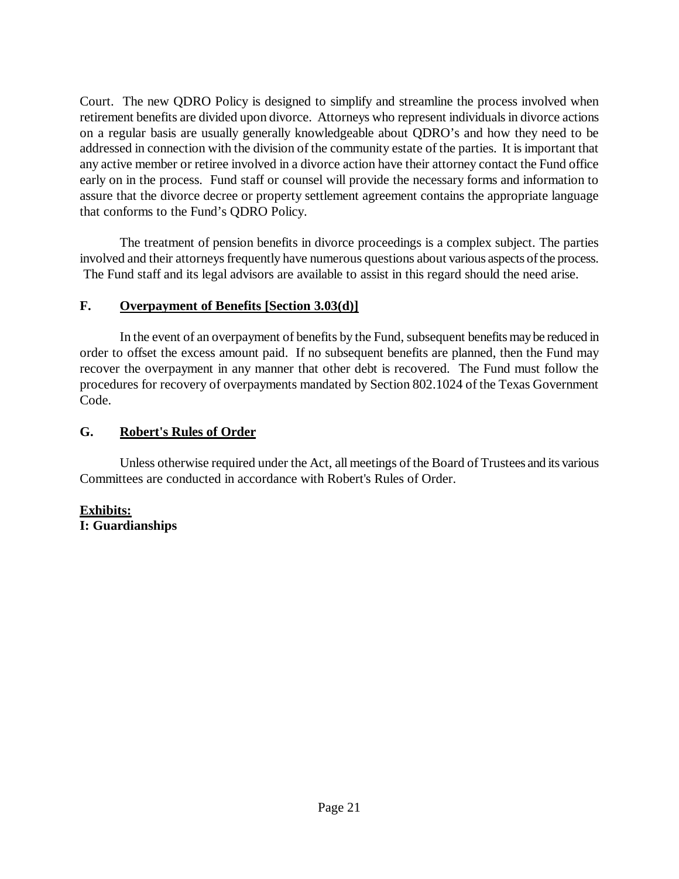Court. The new QDRO Policy is designed to simplify and streamline the process involved when retirement benefits are divided upon divorce. Attorneys who represent individuals in divorce actions on a regular basis are usually generally knowledgeable about QDRO's and how they need to be addressed in connection with the division of the community estate of the parties. It is important that any active member or retiree involved in a divorce action have their attorney contact the Fund office early on in the process. Fund staff or counsel will provide the necessary forms and information to assure that the divorce decree or property settlement agreement contains the appropriate language that conforms to the Fund's QDRO Policy.

The treatment of pension benefits in divorce proceedings is a complex subject. The parties involved and their attorneys frequently have numerous questions about various aspects of the process. The Fund staff and its legal advisors are available to assist in this regard should the need arise.

### F. Overpayment of Benefits [Section 3.03(d)]

In the event of an overpayment of benefits by the Fund, subsequent benefits may be reduced in order to offset the excess amount paid. If no subsequent benefits are planned, then the Fund may recover the overpayment in any manner that other debt is recovered. The Fund must follow the procedures for recovery of overpayments mandated by Section 802.1024 of the Texas Government Code.

### G. Robert's Rules of Order

Unless otherwise required under the Act, all meetings of the Board of Trustees and its various Committees are conducted in accordance with Robert's Rules of Order.

**Exhibits:**
**I: Guardianships**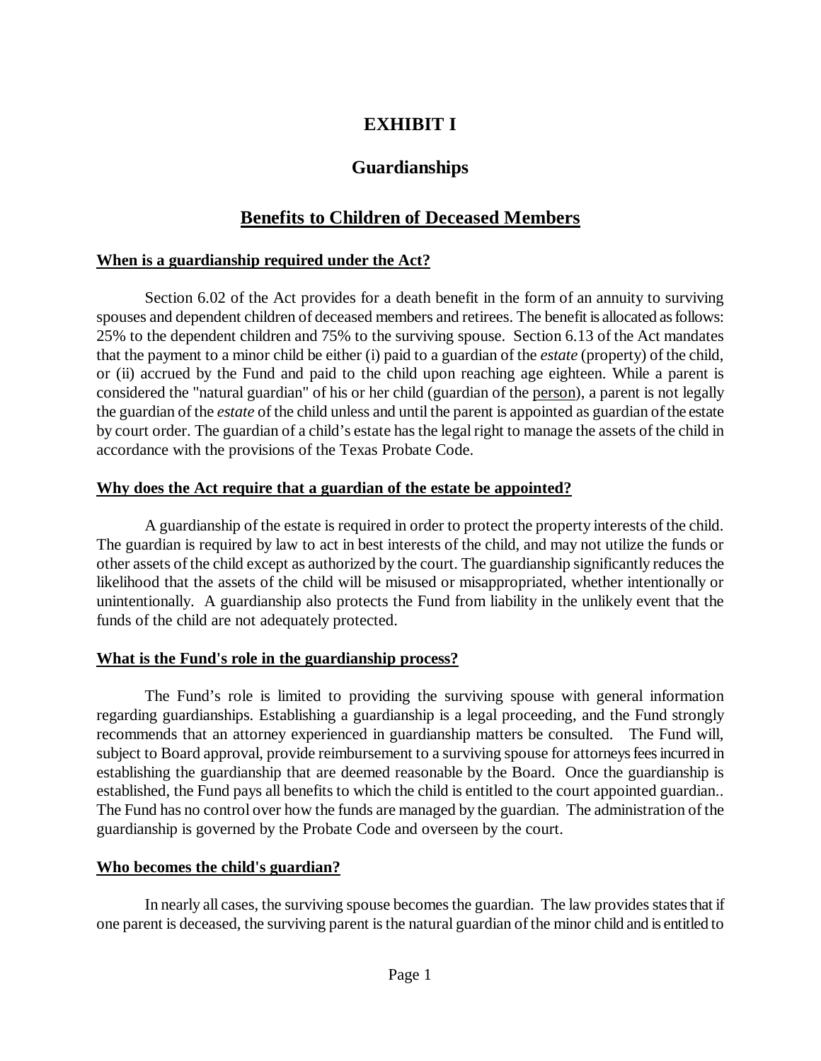# EXHIBIT I

## Guardianships

## Benefits to Children of Deceased Members

**When is a guardianship required under the Act?**

Section 6.02 of the Act provides for a death benefit in the form of an annuity to surviving spouses and dependent children of deceased members and retirees. The benefit is allocated as follows: 25% to the dependent children and 75% to the surviving spouse. Section 6.13 of the Act mandates that the payment to a minor child be either (i) paid to a guardian of the *estate* (property) of the child, or (ii) accrued by the Fund and paid to the child upon reaching age eighteen. While a parent is considered the "natural guardian" of his or her child (guardian of the person), a parent is not legally the guardian of the *estate* of the child unless and until the parent is appointed as guardian of the estate by court order. The guardian of a child's estate has the legal right to manage the assets of the child in accordance with the provisions of the Texas Probate Code.

**Why does the Act require that a guardian of the estate be appointed?**

A guardianship of the estate is required in order to protect the property interests of the child. The guardian is required by law to act in best interests of the child, and may not utilize the funds or other assets of the child except as authorized by the court. The guardianship significantly reduces the likelihood that the assets of the child will be misused or misappropriated, whether intentionally or unintentionally. A guardianship also protects the Fund from liability in the unlikely event that the funds of the child are not adequately protected.

**What is the Fund's role in the guardianship process?**

The Fund's role is limited to providing the surviving spouse with general information regarding guardianships. Establishing a guardianship is a legal proceeding, and the Fund strongly recommends that an attorney experienced in guardianship matters be consulted. The Fund will, subject to Board approval, provide reimbursement to a surviving spouse for attorneys fees incurred in establishing the guardianship that are deemed reasonable by the Board. Once the guardianship is established, the Fund pays all benefits to which the child is entitled to the court appointed guardian.. The Fund has no control over how the funds are managed by the guardian. The administration of the guardianship is governed by the Probate Code and overseen by the court.

**Who becomes the child's guardian?**

In nearly all cases, the surviving spouse becomes the guardian. The law provides states that if one parent is deceased, the surviving parent is the natural guardian of the minor child and is entitled to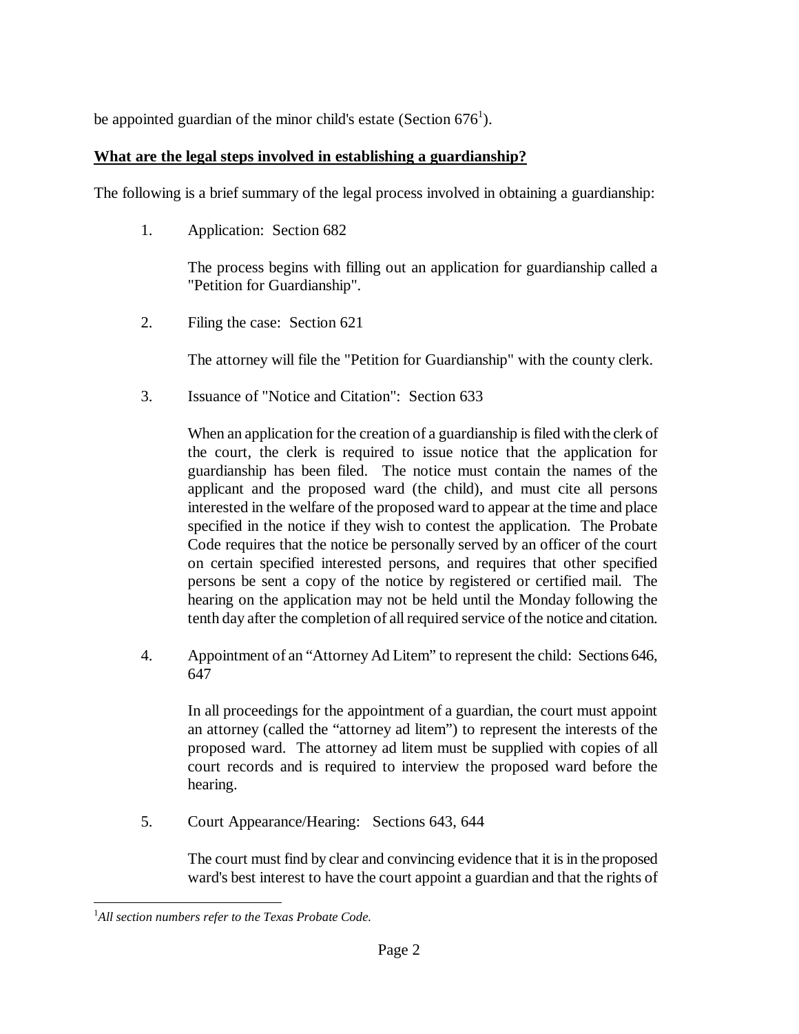be appointed guardian of the minor child's estate (Section 676[1]).

**What are the legal steps involved in establishing a guardianship?**

The following is a brief summary of the legal process involved in obtaining a guardianship:

1. Application: Section 682

   The process begins with filling out an application for guardianship called a "Petition for Guardianship".

2. Filing the case: Section 621

   The attorney will file the "Petition for Guardianship" with the county clerk.

3. Issuance of "Notice and Citation": Section 633

   When an application for the creation of a guardianship is filed with the clerk of the court, the clerk is required to issue notice that the application for guardianship has been filed. The notice must contain the names of the applicant and the proposed ward (the child), and must cite all persons interested in the welfare of the proposed ward to appear at the time and place specified in the notice if they wish to contest the application. The Probate Code requires that the notice be personally served by an officer of the court on certain specified interested persons, and requires that other specified persons be sent a copy of the notice by registered or certified mail. The hearing on the application may not be held until the Monday following the tenth day after the completion of all required service of the notice and citation.

4. Appointment of an "Attorney Ad Litem" to represent the child: Sections 646, 647

   In all proceedings for the appointment of a guardian, the court must appoint an attorney (called the "attorney ad litem") to represent the interests of the proposed ward. The attorney ad litem must be supplied with copies of all court records and is required to interview the proposed ward before the hearing.

5. Court Appearance/Hearing: Sections 643, 644

   The court must find by clear and convincing evidence that it is in the proposed ward's best interest to have the court appoint a guardian and that the rights of

---

[1] *All section numbers refer to the Texas Probate Code.*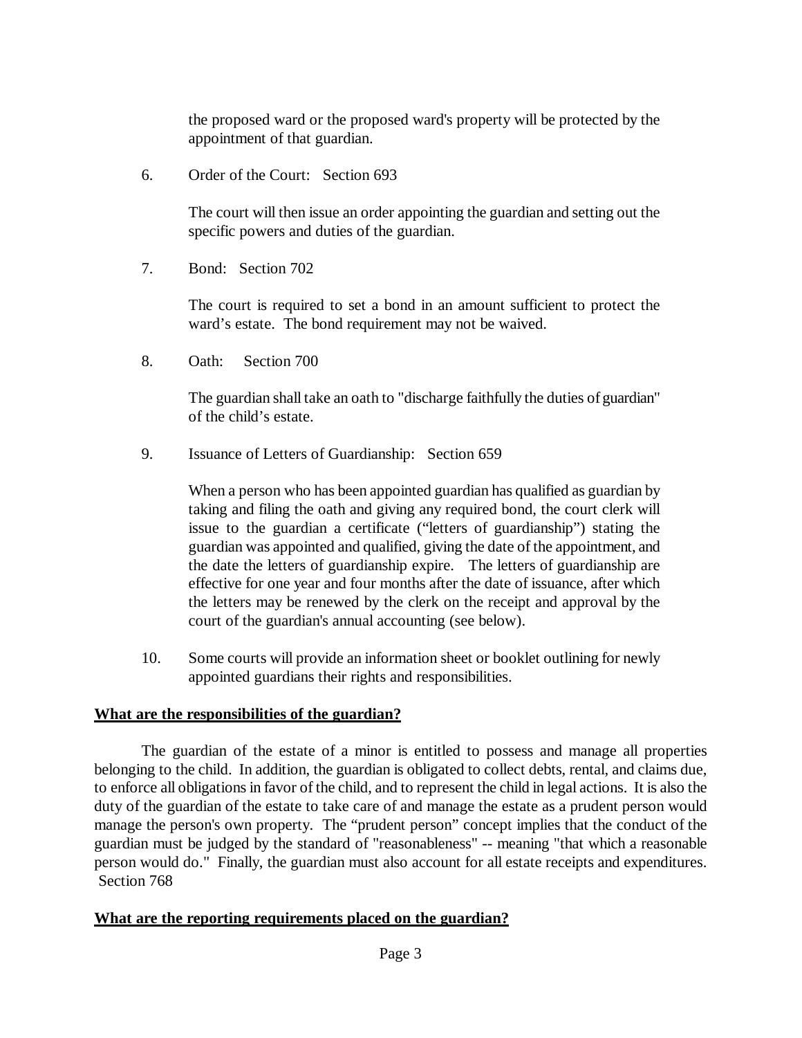the proposed ward or the proposed ward's property will be protected by the appointment of that guardian.

6. Order of the Court: Section 693

   The court will then issue an order appointing the guardian and setting out the specific powers and duties of the guardian.

7. Bond: Section 702

   The court is required to set a bond in an amount sufficient to protect the ward's estate. The bond requirement may not be waived.

8. Oath: Section 700

   The guardian shall take an oath to "discharge faithfully the duties of guardian" of the child's estate.

9. Issuance of Letters of Guardianship: Section 659

   When a person who has been appointed guardian has qualified as guardian by taking and filing the oath and giving any required bond, the court clerk will issue to the guardian a certificate ("letters of guardianship") stating the guardian was appointed and qualified, giving the date of the appointment, and the date the letters of guardianship expire. The letters of guardianship are effective for one year and four months after the date of issuance, after which the letters may be renewed by the clerk on the receipt and approval by the court of the guardian's annual accounting (see below).

10. Some courts will provide an information sheet or booklet outlining for newly appointed guardians their rights and responsibilities.

**What are the responsibilities of the guardian?**

The guardian of the estate of a minor is entitled to possess and manage all properties belonging to the child. In addition, the guardian is obligated to collect debts, rental, and claims due, to enforce all obligations in favor of the child, and to represent the child in legal actions. It is also the duty of the guardian of the estate to take care of and manage the estate as a prudent person would manage the person's own property. The "prudent person" concept implies that the conduct of the guardian must be judged by the standard of "reasonableness" -- meaning "that which a reasonable person would do." Finally, the guardian must also account for all estate receipts and expenditures. Section 768

**What are the reporting requirements placed on the guardian?**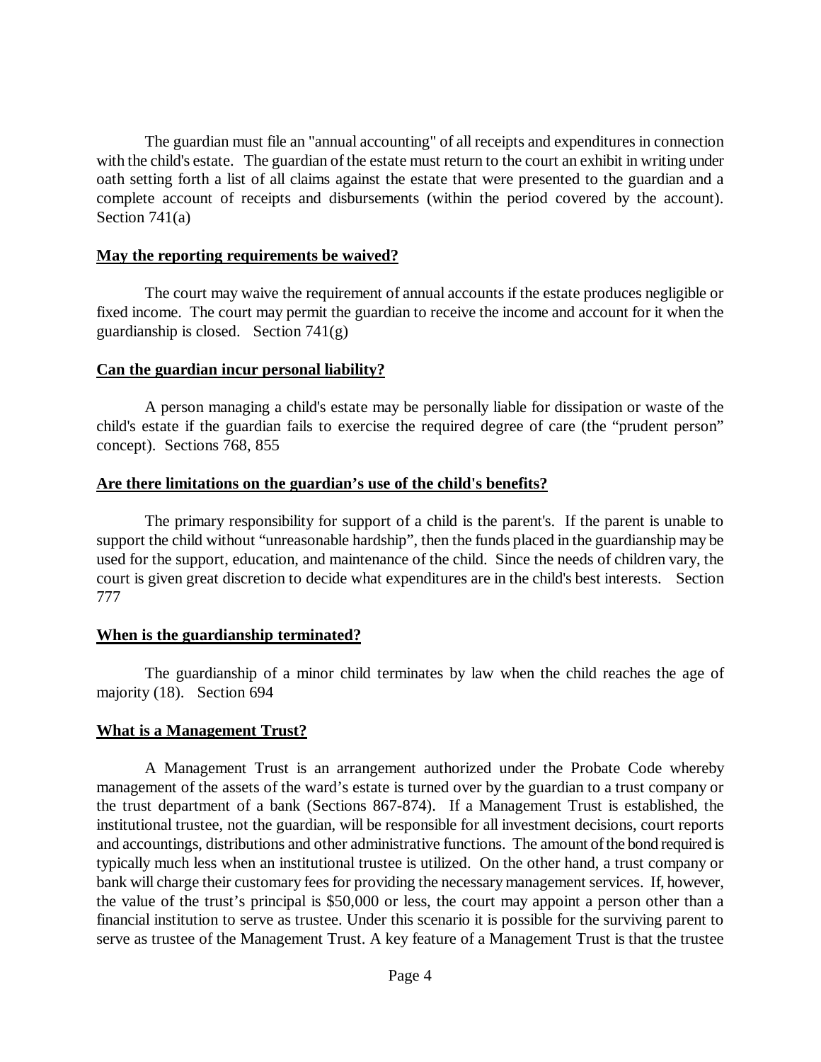The guardian must file an "annual accounting" of all receipts and expenditures in connection with the child's estate. The guardian of the estate must return to the court an exhibit in writing under oath setting forth a list of all claims against the estate that were presented to the guardian and a complete account of receipts and disbursements (within the period covered by the account). Section 741(a)

**May the reporting requirements be waived?**

The court may waive the requirement of annual accounts if the estate produces negligible or fixed income. The court may permit the guardian to receive the income and account for it when the guardianship is closed. Section 741(g)

**Can the guardian incur personal liability?**

A person managing a child's estate may be personally liable for dissipation or waste of the child's estate if the guardian fails to exercise the required degree of care (the "prudent person" concept). Sections 768, 855

**Are there limitations on the guardian's use of the child's benefits?**

The primary responsibility for support of a child is the parent's. If the parent is unable to support the child without "unreasonable hardship", then the funds placed in the guardianship may be used for the support, education, and maintenance of the child. Since the needs of children vary, the court is given great discretion to decide what expenditures are in the child's best interests. Section 777

**When is the guardianship terminated?**

The guardianship of a minor child terminates by law when the child reaches the age of majority (18). Section 694

**What is a Management Trust?**

A Management Trust is an arrangement authorized under the Probate Code whereby management of the assets of the ward's estate is turned over by the guardian to a trust company or the trust department of a bank (Sections 867-874). If a Management Trust is established, the institutional trustee, not the guardian, will be responsible for all investment decisions, court reports and accountings, distributions and other administrative functions. The amount of the bond required is typically much less when an institutional trustee is utilized. On the other hand, a trust company or bank will charge their customary fees for providing the necessary management services. If, however, the value of the trust's principal is $50,000 or less, the court may appoint a person other than a financial institution to serve as trustee. Under this scenario it is possible for the surviving parent to serve as trustee of the Management Trust. A key feature of a Management Trust is that the trustee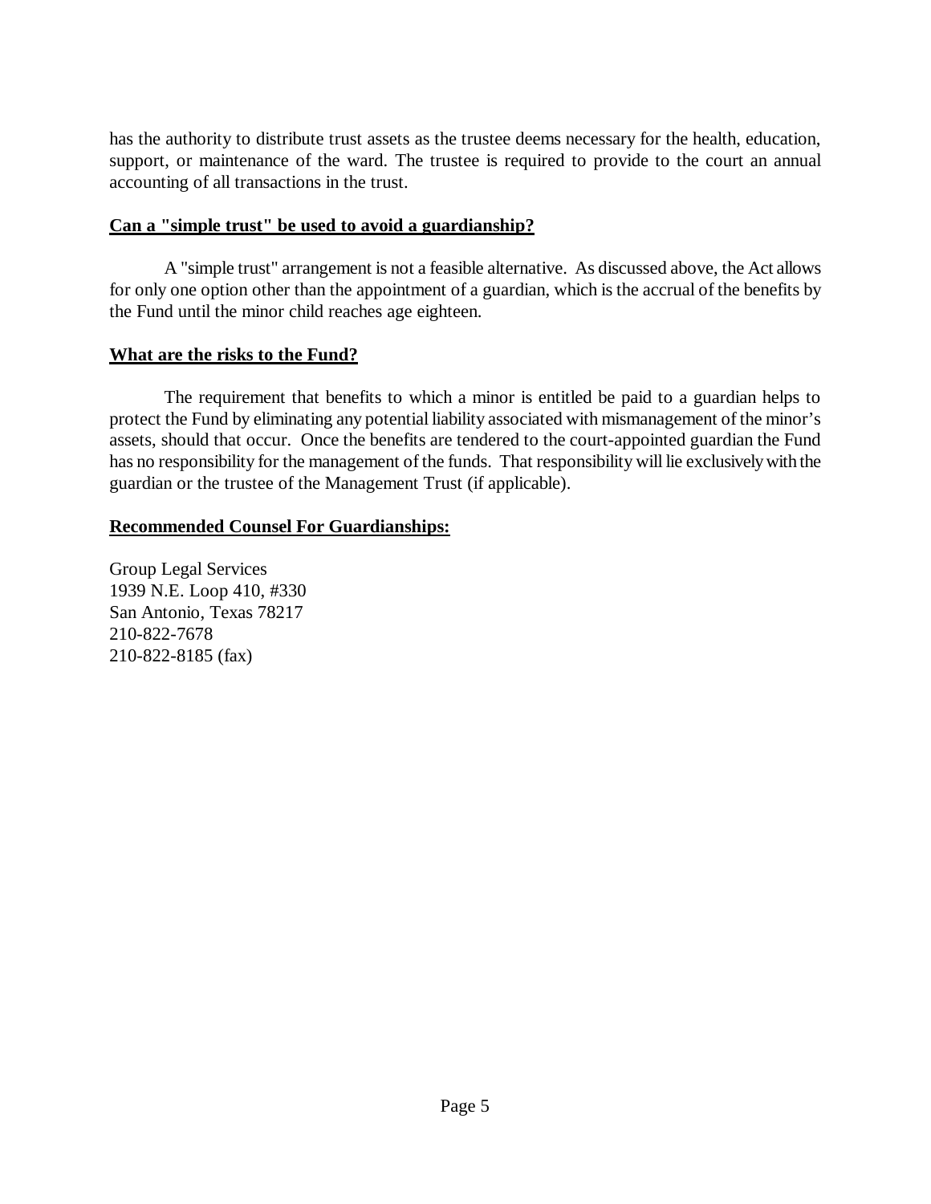has the authority to distribute trust assets as the trustee deems necessary for the health, education, support, or maintenance of the ward. The trustee is required to provide to the court an annual accounting of all transactions in the trust.

**Can a "simple trust" be used to avoid a guardianship?**

A "simple trust" arrangement is not a feasible alternative. As discussed above, the Act allows for only one option other than the appointment of a guardian, which is the accrual of the benefits by the Fund until the minor child reaches age eighteen.

**What are the risks to the Fund?**

The requirement that benefits to which a minor is entitled be paid to a guardian helps to protect the Fund by eliminating any potential liability associated with mismanagement of the minor's assets, should that occur. Once the benefits are tendered to the court-appointed guardian the Fund has no responsibility for the management of the funds. That responsibility will lie exclusively with the guardian or the trustee of the Management Trust (if applicable).

**Recommended Counsel For Guardianships:**

Group Legal Services
1939 N.E. Loop 410, #330
San Antonio, Texas 78217
210-822-7678
210-822-8185 (fax)